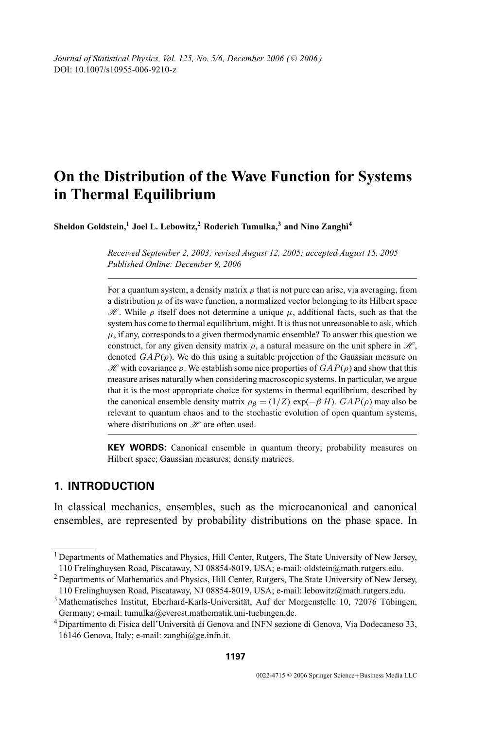# On the Distribution of the Wave Function for Systems in Thermal Equilibrium

**Sheldon Goldstein,[1] Joel L. Lebowitz,[2] Roderich Tumulka,[3] and Nino Zanghì[4]**

*Received September 2, 2003; revised August 12, 2005; accepted August 15, 2005*
*Published Online: December 9, 2006*

For a quantum system, a density matrix $\rho$ that is not pure can arise, via averaging, from a distribution $\mu$ of its wave function, a normalized vector belonging to its Hilbert space $\mathscr{H}$. While $\rho$ itself does not determine a unique $\mu$, additional facts, such as that the system has come to thermal equilibrium, might. It is thus not unreasonable to ask, which $\mu$, if any, corresponds to a given thermodynamic ensemble? To answer this question we construct, for any given density matrix $\rho$, a natural measure on the unit sphere in $\mathscr{H}$, denoted $GAP(\rho)$. We do this using a suitable projection of the Gaussian measure on $\mathscr{H}$ with covariance $\rho$. We establish some nice properties of $GAP(\rho)$ and show that this measure arises naturally when considering macroscopic systems. In particular, we argue that it is the most appropriate choice for systems in thermal equilibrium, described by the canonical ensemble density matrix $\rho_\beta = (1/Z)\exp(-\beta H)$. $GAP(\rho)$ may also be relevant to quantum chaos and to the stochastic evolution of open quantum systems, where distributions on $\mathscr{H}$ are often used.

**KEY WORDS:** Canonical ensemble in quantum theory; probability measures on Hilbert space; Gaussian measures; density matrices.

## 1. INTRODUCTION

In classical mechanics, ensembles, such as the microcanonical and canonical ensembles, are represented by probability distributions on the phase space. In

---

[1] Departments of Mathematics and Physics, Hill Center, Rutgers, The State University of New Jersey, 110 Frelinghuysen Road, Piscataway, NJ 08854-8019, USA; e-mail: oldstein@math.rutgers.edu.

[2] Departments of Mathematics and Physics, Hill Center, Rutgers, The State University of New Jersey, 110 Frelinghuysen Road, Piscataway, NJ 08854-8019, USA; e-mail: lebowitz@math.rutgers.edu.

[3] Mathematisches Institut, Eberhard-Karls-Universität, Auf der Morgenstelle 10, 72076 Tübingen, Germany; e-mail: tumulka@everest.mathematik.uni-tuebingen.de.

[4] Dipartimento di Fisica dell'Università di Genova and INFN sezione di Genova, Via Dodecaneso 33, 16146 Genova, Italy; e-mail: zanghi@ge.infn.it.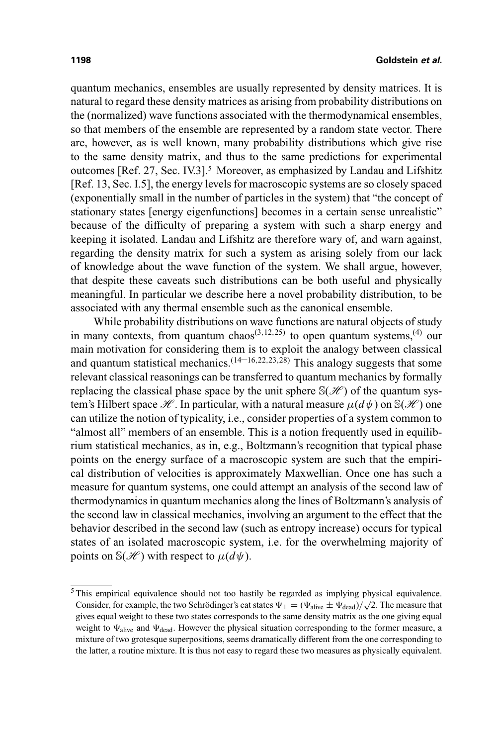quantum mechanics, ensembles are usually represented by density matrices. It is natural to regard these density matrices as arising from probability distributions on the (normalized) wave functions associated with the thermodynamical ensembles, so that members of the ensemble are represented by a random state vector. There are, however, as is well known, many probability distributions which give rise to the same density matrix, and thus to the same predictions for experimental outcomes [Ref. 27, Sec. IV.3].[5] Moreover, as emphasized by Landau and Lifshitz [Ref. 13, Sec. I.5], the energy levels for macroscopic systems are so closely spaced (exponentially small in the number of particles in the system) that "the concept of stationary states [energy eigenfunctions] becomes in a certain sense unrealistic" because of the difficulty of preparing a system with such a sharp energy and keeping it isolated. Landau and Lifshitz are therefore wary of, and warn against, regarding the density matrix for such a system as arising solely from our lack of knowledge about the wave function of the system. We shall argue, however, that despite these caveats such distributions can be both useful and physically meaningful. In particular we describe here a novel probability distribution, to be associated with any thermal ensemble such as the canonical ensemble.

While probability distributions on wave functions are natural objects of study in many contexts, from quantum chaos[3,12,25] to open quantum systems,[4] our main motivation for considering them is to exploit the analogy between classical and quantum statistical mechanics.[14–16,22,23,28] This analogy suggests that some relevant classical reasonings can be transferred to quantum mechanics by formally replacing the classical phase space by the unit sphere $\mathbb{S}(\mathscr{H})$ of the quantum system's Hilbert space $\mathscr{H}$. In particular, with a natural measure $\mu(d\psi)$ on $\mathbb{S}(\mathscr{H})$ one can utilize the notion of typicality, i.e., consider properties of a system common to "almost all" members of an ensemble. This is a notion frequently used in equilibrium statistical mechanics, as in, e.g., Boltzmann's recognition that typical phase points on the energy surface of a macroscopic system are such that the empirical distribution of velocities is approximately Maxwellian. Once one has such a measure for quantum systems, one could attempt an analysis of the second law of thermodynamics in quantum mechanics along the lines of Boltzmann's analysis of the second law in classical mechanics, involving an argument to the effect that the behavior described in the second law (such as entropy increase) occurs for typical states of an isolated macroscopic system, i.e. for the overwhelming majority of points on $\mathbb{S}(\mathscr{H})$ with respect to $\mu(d\psi)$.

---

[5] This empirical equivalence should not too hastily be regarded as implying physical equivalence. Consider, for example, the two Schrödinger's cat states $\Psi_{\pm} = (\Psi_{\text{alive}} \pm \Psi_{\text{dead}})/\sqrt{2}$. The measure that gives equal weight to these two states corresponds to the same density matrix as the one giving equal weight to $\Psi_{\text{alive}}$ and $\Psi_{\text{dead}}$. However the physical situation corresponding to the former measure, a mixture of two grotesque superpositions, seems dramatically different from the one corresponding to the latter, a routine mixture. It is thus not easy to regard these two measures as physically equivalent.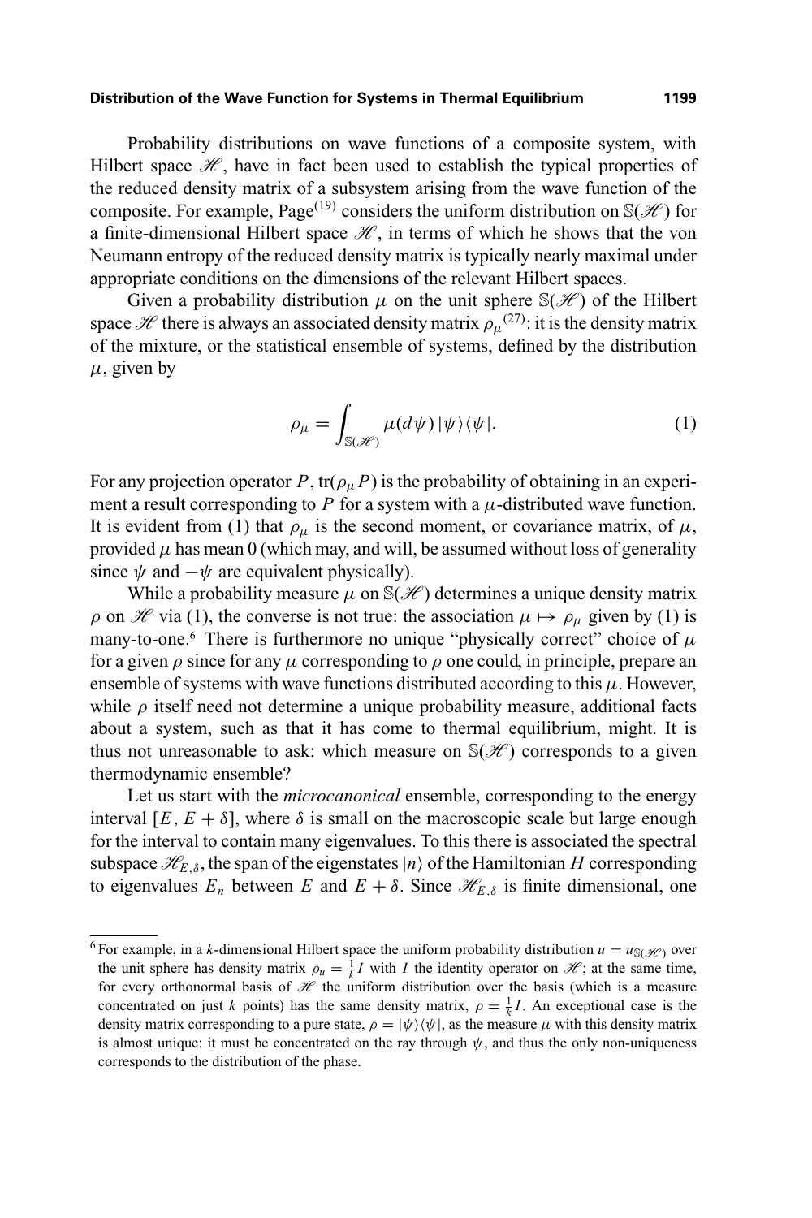Probability distributions on wave functions of a composite system, with Hilbert space $\mathscr{H}$, have in fact been used to establish the typical properties of the reduced density matrix of a subsystem arising from the wave function of the composite. For example, Page[19] considers the uniform distribution on $\mathbb{S}(\mathscr{H})$ for a finite-dimensional Hilbert space $\mathscr{H}$, in terms of which he shows that the von Neumann entropy of the reduced density matrix is typically nearly maximal under appropriate conditions on the dimensions of the relevant Hilbert spaces.

Given a probability distribution $\mu$ on the unit sphere $\mathbb{S}(\mathscr{H})$ of the Hilbert space $\mathscr{H}$ there is always an associated density matrix $\rho_\mu$[27]: it is the density matrix of the mixture, or the statistical ensemble of systems, defined by the distribution $\mu$, given by

$$\rho_\mu = \int_{\mathbb{S}(\mathscr{H})} \mu(d\psi)\, |\psi\rangle\langle\psi|. \tag{1}$$

For any projection operator $P$, $\mathrm{tr}(\rho_\mu P)$ is the probability of obtaining in an experiment a result corresponding to $P$ for a system with a $\mu$-distributed wave function. It is evident from (1) that $\rho_\mu$ is the second moment, or covariance matrix, of $\mu$, provided $\mu$ has mean 0 (which may, and will, be assumed without loss of generality since $\psi$ and $-\psi$ are equivalent physically).

While a probability measure $\mu$ on $\mathbb{S}(\mathscr{H})$ determines a unique density matrix $\rho$ on $\mathscr{H}$ via (1), the converse is not true: the association $\mu \mapsto \rho_\mu$ given by (1) is many-to-one.[6] There is furthermore no unique "physically correct" choice of $\mu$ for a given $\rho$ since for any $\mu$ corresponding to $\rho$ one could, in principle, prepare an ensemble of systems with wave functions distributed according to this $\mu$. However, while $\rho$ itself need not determine a unique probability measure, additional facts about a system, such as that it has come to thermal equilibrium, might. It is thus not unreasonable to ask: which measure on $\mathbb{S}(\mathscr{H})$ corresponds to a given thermodynamic ensemble?

Let us start with the *microcanonical* ensemble, corresponding to the energy interval $[E, E + \delta]$, where $\delta$ is small on the macroscopic scale but large enough for the interval to contain many eigenvalues. To this there is associated the spectral subspace $\mathscr{H}_{E,\delta}$, the span of the eigenstates $|n\rangle$ of the Hamiltonian $H$ corresponding to eigenvalues $E_n$ between $E$ and $E + \delta$. Since $\mathscr{H}_{E,\delta}$ is finite dimensional, one

[6] For example, in a $k$-dimensional Hilbert space the uniform probability distribution $u = u_{\mathbb{S}(\mathscr{H})}$ over the unit sphere has density matrix $\rho_u = \frac{1}{k} I$ with $I$ the identity operator on $\mathscr{H}$; at the same time, for every orthonormal basis of $\mathscr{H}$ the uniform distribution over the basis (which is a measure concentrated on just $k$ points) has the same density matrix, $\rho = \frac{1}{k} I$. An exceptional case is the density matrix corresponding to a pure state, $\rho = |\psi\rangle\langle\psi|$, as the measure $\mu$ with this density matrix is almost unique: it must be concentrated on the ray through $\psi$, and thus the only non-uniqueness corresponds to the distribution of the phase.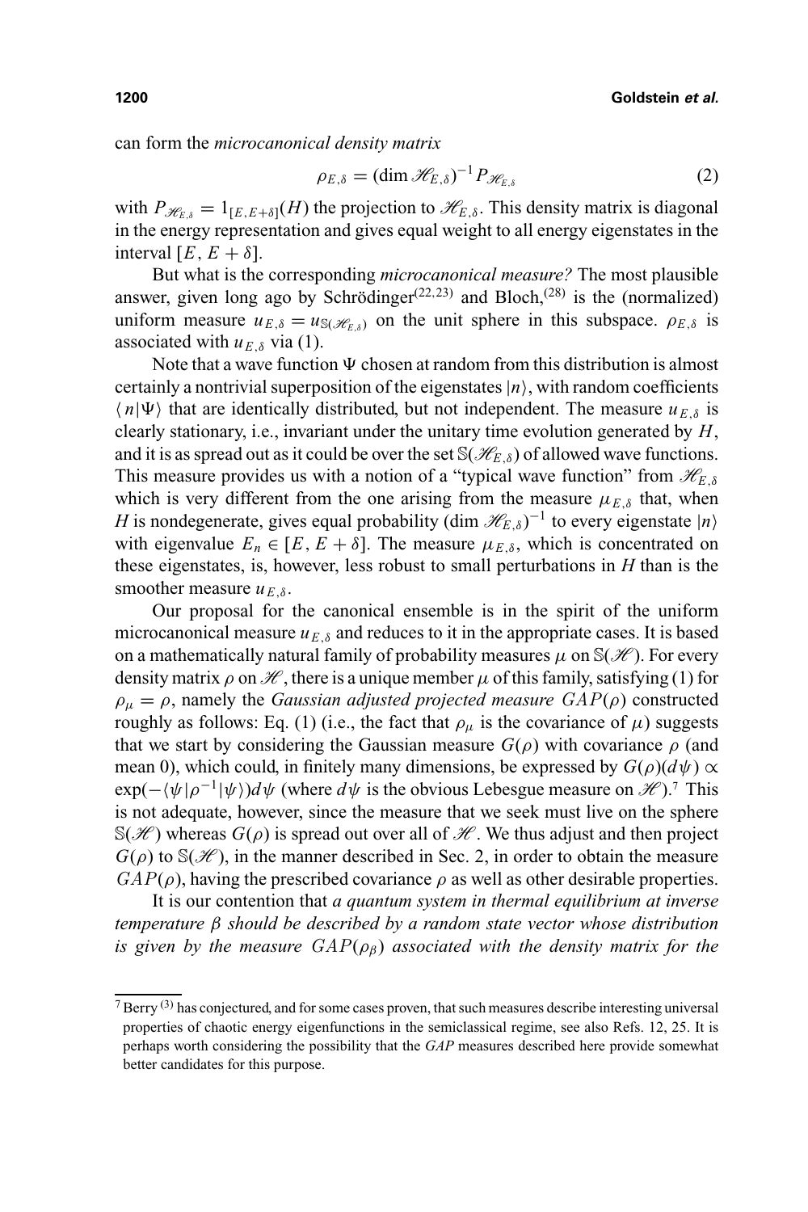can form the *microcanonical density matrix*

$$\rho_{E,\delta} = (\dim \mathscr{H}_{E,\delta})^{-1} P_{\mathscr{H}_{E,\delta}} \tag{2}$$

with $P_{\mathscr{H}_{E,\delta}} = 1_{[E,E+\delta]}(H)$ the projection to $\mathscr{H}_{E,\delta}$. This density matrix is diagonal in the energy representation and gives equal weight to all energy eigenstates in the interval $[E, E+\delta]$.

But what is the corresponding *microcanonical measure?* The most plausible answer, given long ago by Schrödinger[(22,23)] and Bloch,[(28)] is the (normalized) uniform measure $u_{E,\delta} = u_{\mathbb{S}(\mathscr{H}_{E,\delta})}$ on the unit sphere in this subspace. $\rho_{E,\delta}$ is associated with $u_{E,\delta}$ via (1).

Note that a wave function $\Psi$ chosen at random from this distribution is almost certainly a nontrivial superposition of the eigenstates $|n\rangle$, with random coefficients $\langle n|\Psi\rangle$ that are identically distributed, but not independent. The measure $u_{E,\delta}$ is clearly stationary, i.e., invariant under the unitary time evolution generated by $H$, and it is as spread out as it could be over the set $\mathbb{S}(\mathscr{H}_{E,\delta})$ of allowed wave functions. This measure provides us with a notion of a "typical wave function" from $\mathscr{H}_{E,\delta}$ which is very different from the one arising from the measure $\mu_{E,\delta}$ that, when $H$ is nondegenerate, gives equal probability $(\dim \mathscr{H}_{E,\delta})^{-1}$ to every eigenstate $|n\rangle$ with eigenvalue $E_n \in [E, E+\delta]$. The measure $\mu_{E,\delta}$, which is concentrated on these eigenstates, is, however, less robust to small perturbations in $H$ than is the smoother measure $u_{E,\delta}$.

Our proposal for the canonical ensemble is in the spirit of the uniform microcanonical measure $u_{E,\delta}$ and reduces to it in the appropriate cases. It is based on a mathematically natural family of probability measures $\mu$ on $\mathbb{S}(\mathscr{H})$. For every density matrix $\rho$ on $\mathscr{H}$, there is a unique member $\mu$ of this family, satisfying (1) for $\rho_\mu = \rho$, namely the *Gaussian adjusted projected measure* $GAP(\rho)$ constructed roughly as follows: Eq. (1) (i.e., the fact that $\rho_\mu$ is the covariance of $\mu$) suggests that we start by considering the Gaussian measure $G(\rho)$ with covariance $\rho$ (and mean 0), which could, in finitely many dimensions, be expressed by $G(\rho)(d\psi) \propto \exp(-\langle\psi|\rho^{-1}|\psi\rangle)d\psi$ (where $d\psi$ is the obvious Lebesgue measure on $\mathscr{H}$).[7] This is not adequate, however, since the measure that we seek must live on the sphere $\mathbb{S}(\mathscr{H})$ whereas $G(\rho)$ is spread out over all of $\mathscr{H}$. We thus adjust and then project $G(\rho)$ to $\mathbb{S}(\mathscr{H})$, in the manner described in Sec. 2, in order to obtain the measure $GAP(\rho)$, having the prescribed covariance $\rho$ as well as other desirable properties.

It is our contention that *a quantum system in thermal equilibrium at inverse temperature $\beta$ should be described by a random state vector whose distribution is given by the measure $GAP(\rho_\beta)$ associated with the density matrix for the*

[7] Berry [(3)] has conjectured, and for some cases proven, that such measures describe interesting universal properties of chaotic energy eigenfunctions in the semiclassical regime, see also Refs. 12, 25. It is perhaps worth considering the possibility that the *GAP* measures described here provide somewhat better candidates for this purpose.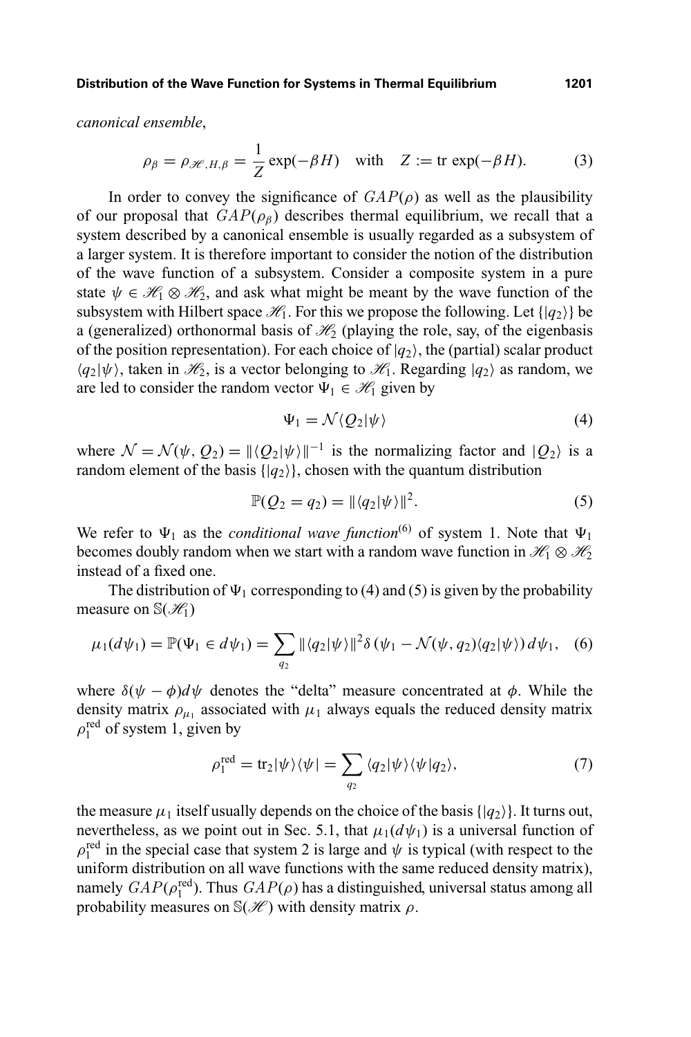*canonical ensemble*,

$$\rho_\beta = \rho_{\mathscr{H},H,\beta} = \frac{1}{Z}\exp(-\beta H) \quad \text{with} \quad Z := \text{tr}\exp(-\beta H). \tag{3}$$

In order to convey the significance of $GAP(\rho)$ as well as the plausibility of our proposal that $GAP(\rho_\beta)$ describes thermal equilibrium, we recall that a system described by a canonical ensemble is usually regarded as a subsystem of a larger system. It is therefore important to consider the notion of the distribution of the wave function of a subsystem. Consider a composite system in a pure state $\psi \in \mathscr{H}_1 \otimes \mathscr{H}_2$, and ask what might be meant by the wave function of the subsystem with Hilbert space $\mathscr{H}_1$. For this we propose the following. Let $\{|q_2\rangle\}$ be a (generalized) orthonormal basis of $\mathscr{H}_2$ (playing the role, say, of the eigenbasis of the position representation). For each choice of $|q_2\rangle$, the (partial) scalar product $\langle q_2|\psi\rangle$, taken in $\mathscr{H}_2$, is a vector belonging to $\mathscr{H}_1$. Regarding $|q_2\rangle$ as random, we are led to consider the random vector $\Psi_1 \in \mathscr{H}_1$ given by

$$\Psi_1 = \mathcal{N}\langle Q_2|\psi\rangle \tag{4}$$

where $\mathcal{N} = \mathcal{N}(\psi, Q_2) = \|\langle Q_2|\psi\rangle\|^{-1}$ is the normalizing factor and $|Q_2\rangle$ is a random element of the basis $\{|q_2\rangle\}$, chosen with the quantum distribution

$$\mathbb{P}(Q_2 = q_2) = \|\langle q_2|\psi\rangle\|^2. \tag{5}$$

We refer to $\Psi_1$ as the *conditional wave function*[6] of system 1. Note that $\Psi_1$ becomes doubly random when we start with a random wave function in $\mathscr{H}_1 \otimes \mathscr{H}_2$ instead of a fixed one.

The distribution of $\Psi_1$ corresponding to (4) and (5) is given by the probability measure on $\mathbb{S}(\mathscr{H}_1)$

$$\mu_1(d\psi_1) = \mathbb{P}(\Psi_1 \in d\psi_1) = \sum_{q_2} \|\langle q_2|\psi\rangle\|^2 \delta\left(\psi_1 - \mathcal{N}(\psi, q_2)\langle q_2|\psi\rangle\right) d\psi_1, \tag{6}$$

where $\delta(\psi - \phi)d\psi$ denotes the "delta" measure concentrated at $\phi$. While the density matrix $\rho_{\mu_1}$ associated with $\mu_1$ always equals the reduced density matrix $\rho_1^{\text{red}}$ of system 1, given by

$$\rho_1^{\text{red}} = \text{tr}_2|\psi\rangle\langle\psi| = \sum_{q_2} \langle q_2|\psi\rangle\langle\psi|q_2\rangle, \tag{7}$$

the measure $\mu_1$ itself usually depends on the choice of the basis $\{|q_2\rangle\}$. It turns out, nevertheless, as we point out in Sec. 5.1, that $\mu_1(d\psi_1)$ is a universal function of $\rho_1^{\text{red}}$ in the special case that system 2 is large and $\psi$ is typical (with respect to the uniform distribution on all wave functions with the same reduced density matrix), namely $GAP(\rho_1^{\text{red}})$. Thus $GAP(\rho)$ has a distinguished, universal status among all probability measures on $\mathbb{S}(\mathscr{H})$ with density matrix $\rho$.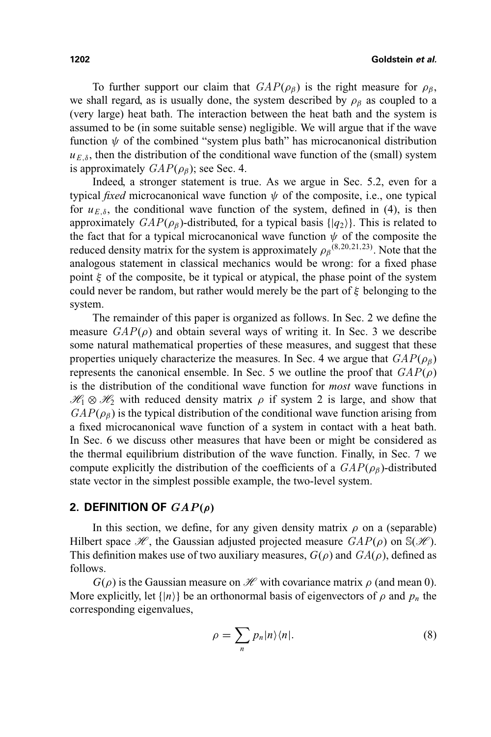To further support our claim that $GAP(\rho_\beta)$ is the right measure for $\rho_\beta$, we shall regard, as is usually done, the system described by $\rho_\beta$ as coupled to a (very large) heat bath. The interaction between the heat bath and the system is assumed to be (in some suitable sense) negligible. We will argue that if the wave function $\psi$ of the combined "system plus bath" has microcanonical distribution $u_{E,\delta}$, then the distribution of the conditional wave function of the (small) system is approximately $GAP(\rho_\beta)$; see Sec. 4.

Indeed, a stronger statement is true. As we argue in Sec. 5.2, even for a typical *fixed* microcanonical wave function $\psi$ of the composite, i.e., one typical for $u_{E,\delta}$, the conditional wave function of the system, defined in (4), is then approximately $GAP(\rho_\beta)$-distributed, for a typical basis $\{|q_2\rangle\}$. This is related to the fact that for a typical microcanonical wave function $\psi$ of the composite the reduced density matrix for the system is approximately $\rho_\beta$ [8,20,21,23]. Note that the analogous statement in classical mechanics would be wrong: for a fixed phase point $\xi$ of the composite, be it typical or atypical, the phase point of the system could never be random, but rather would merely be the part of $\xi$ belonging to the system.

The remainder of this paper is organized as follows. In Sec. 2 we define the measure $GAP(\rho)$ and obtain several ways of writing it. In Sec. 3 we describe some natural mathematical properties of these measures, and suggest that these properties uniquely characterize the measures. In Sec. 4 we argue that $GAP(\rho_\beta)$ represents the canonical ensemble. In Sec. 5 we outline the proof that $GAP(\rho)$ is the distribution of the conditional wave function for *most* wave functions in $\mathscr{H}_1 \otimes \mathscr{H}_2$ with reduced density matrix $\rho$ if system 2 is large, and show that $GAP(\rho_\beta)$ is the typical distribution of the conditional wave function arising from a fixed microcanonical wave function of a system in contact with a heat bath. In Sec. 6 we discuss other measures that have been or might be considered as the thermal equilibrium distribution of the wave function. Finally, in Sec. 7 we compute explicitly the distribution of the coefficients of a $GAP(\rho_\beta)$-distributed state vector in the simplest possible example, the two-level system.

## 2. DEFINITION OF $GAP(\rho)$

In this section, we define, for any given density matrix $\rho$ on a (separable) Hilbert space $\mathscr{H}$, the Gaussian adjusted projected measure $GAP(\rho)$ on $\mathbb{S}(\mathscr{H})$. This definition makes use of two auxiliary measures, $G(\rho)$ and $GA(\rho)$, defined as follows.

$G(\rho)$ is the Gaussian measure on $\mathscr{H}$ with covariance matrix $\rho$ (and mean 0). More explicitly, let $\{|n\rangle\}$ be an orthonormal basis of eigenvectors of $\rho$ and $p_n$ the corresponding eigenvalues,

$$\rho = \sum_n p_n |n\rangle\langle n|. \tag{8}$$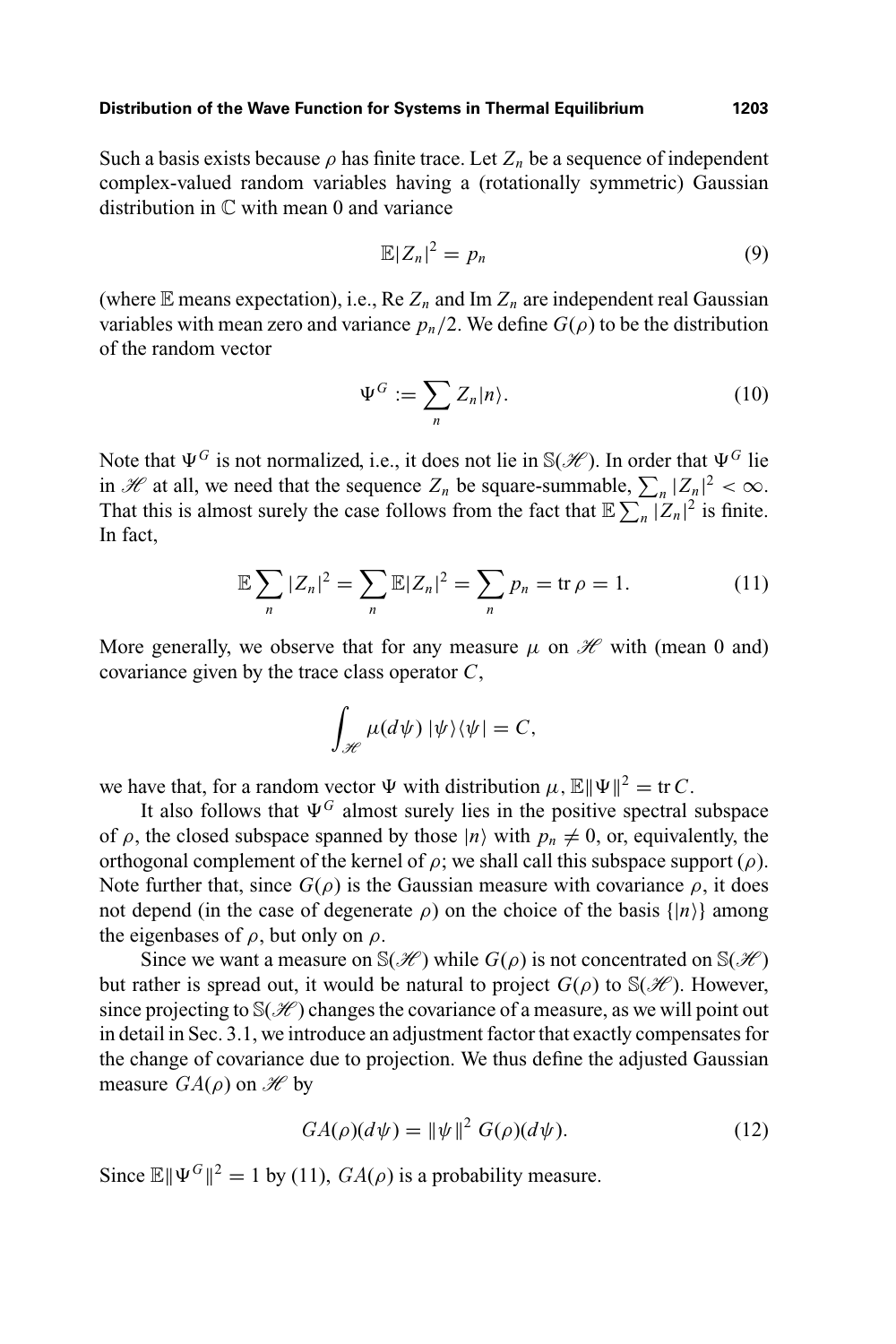Such a basis exists because $\rho$ has finite trace. Let $Z_n$ be a sequence of independent complex-valued random variables having a (rotationally symmetric) Gaussian distribution in $\mathbb{C}$ with mean 0 and variance

$$\mathbb{E}|Z_n|^2 = p_n \tag{9}$$

(where $\mathbb{E}$ means expectation), i.e., Re $Z_n$ and Im $Z_n$ are independent real Gaussian variables with mean zero and variance $p_n/2$. We define $G(\rho)$ to be the distribution of the random vector

$$\Psi^G := \sum_n Z_n |n\rangle. \tag{10}$$

Note that $\Psi^G$ is not normalized, i.e., it does not lie in $\mathbb{S}(\mathscr{H})$. In order that $\Psi^G$ lie in $\mathscr{H}$ at all, we need that the sequence $Z_n$ be square-summable, $\sum_n |Z_n|^2 < \infty$. That this is almost surely the case follows from the fact that $\mathbb{E} \sum_n |Z_n|^2$ is finite. In fact,

$$\mathbb{E} \sum_n |Z_n|^2 = \sum_n \mathbb{E}|Z_n|^2 = \sum_n p_n = \operatorname{tr} \rho = 1. \tag{11}$$

More generally, we observe that for any measure $\mu$ on $\mathscr{H}$ with (mean 0 and) covariance given by the trace class operator $C$,

$$\int_{\mathscr{H}} \mu(d\psi)\, |\psi\rangle\langle\psi| = C,$$

we have that, for a random vector $\Psi$ with distribution $\mu$, $\mathbb{E}\|\Psi\|^2 = \operatorname{tr} C$.

It also follows that $\Psi^G$ almost surely lies in the positive spectral subspace of $\rho$, the closed subspace spanned by those $|n\rangle$ with $p_n \neq 0$, or, equivalently, the orthogonal complement of the kernel of $\rho$; we shall call this subspace support $(\rho)$. Note further that, since $G(\rho)$ is the Gaussian measure with covariance $\rho$, it does not depend (in the case of degenerate $\rho$) on the choice of the basis $\{|n\rangle\}$ among the eigenbases of $\rho$, but only on $\rho$.

Since we want a measure on $\mathbb{S}(\mathscr{H})$ while $G(\rho)$ is not concentrated on $\mathbb{S}(\mathscr{H})$ but rather is spread out, it would be natural to project $G(\rho)$ to $\mathbb{S}(\mathscr{H})$. However, since projecting to $\mathbb{S}(\mathscr{H})$ changes the covariance of a measure, as we will point out in detail in Sec. 3.1, we introduce an adjustment factor that exactly compensates for the change of covariance due to projection. We thus define the adjusted Gaussian measure $GA(\rho)$ on $\mathscr{H}$ by

$$GA(\rho)(d\psi) = \|\psi\|^2\, G(\rho)(d\psi). \tag{12}$$

Since $\mathbb{E}\|\Psi^G\|^2 = 1$ by (11), $GA(\rho)$ is a probability measure.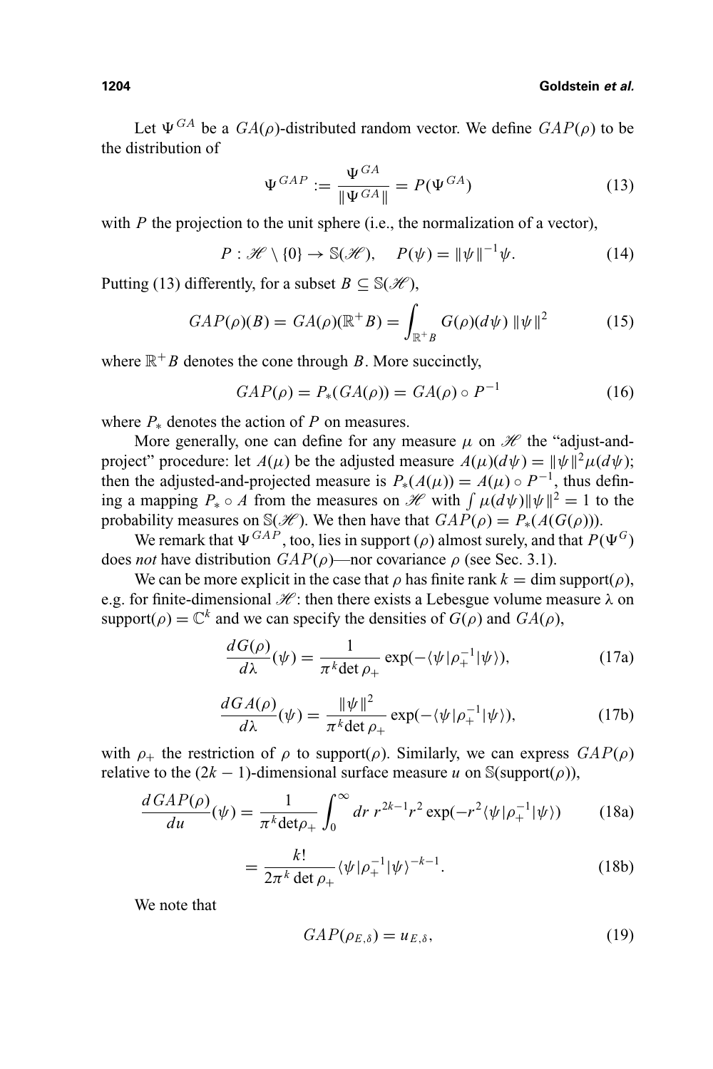Let $\Psi^{GA}$ be a $GA(\rho)$-distributed random vector. We define $GAP(\rho)$ to be the distribution of

$$\Psi^{GAP} := \frac{\Psi^{GA}}{\|\Psi^{GA}\|} = P(\Psi^{GA}) \tag{13}$$

with $P$ the projection to the unit sphere (i.e., the normalization of a vector),

$$P : \mathscr{H} \setminus \{0\} \to \mathbb{S}(\mathscr{H}), \quad P(\psi) = \|\psi\|^{-1}\psi. \tag{14}$$

Putting (13) differently, for a subset $B \subseteq \mathbb{S}(\mathscr{H})$,

$$GAP(\rho)(B) = GA(\rho)(\mathbb{R}^+ B) = \int_{\mathbb{R}^+ B} G(\rho)(d\psi)\, \|\psi\|^2 \tag{15}$$

where $\mathbb{R}^+ B$ denotes the cone through $B$. More succinctly,

$$GAP(\rho) = P_*(GA(\rho)) = GA(\rho) \circ P^{-1} \tag{16}$$

where $P_*$ denotes the action of $P$ on measures.

More generally, one can define for any measure $\mu$ on $\mathscr{H}$ the "adjust-and-project" procedure: let $A(\mu)$ be the adjusted measure $A(\mu)(d\psi) = \|\psi\|^2\mu(d\psi)$; then the adjusted-and-projected measure is $P_*(A(\mu)) = A(\mu) \circ P^{-1}$, thus defining a mapping $P_* \circ A$ from the measures on $\mathscr{H}$ with $\int \mu(d\psi)\|\psi\|^2 = 1$ to the probability measures on $\mathbb{S}(\mathscr{H})$. We then have that $GAP(\rho) = P_*(A(G(\rho)))$.

We remark that $\Psi^{GAP}$, too, lies in support $(\rho)$ almost surely, and that $P(\Psi^G)$ does *not* have distribution $GAP(\rho)$—nor covariance $\rho$ (see Sec. 3.1).

We can be more explicit in the case that $\rho$ has finite rank $k = \dim \text{support}(\rho)$, e.g. for finite-dimensional $\mathscr{H}$: then there exists a Lebesgue volume measure $\lambda$ on $\text{support}(\rho) = \mathbb{C}^k$ and we can specify the densities of $G(\rho)$ and $GA(\rho)$,

$$\frac{dG(\rho)}{d\lambda}(\psi) = \frac{1}{\pi^k \det \rho_+} \exp(-\langle\psi|\rho_+^{-1}|\psi\rangle), \tag{17a}$$

$$\frac{dGA(\rho)}{d\lambda}(\psi) = \frac{\|\psi\|^2}{\pi^k \det \rho_+} \exp(-\langle\psi|\rho_+^{-1}|\psi\rangle), \tag{17b}$$

with $\rho_+$ the restriction of $\rho$ to $\text{support}(\rho)$. Similarly, we can express $GAP(\rho)$ relative to the $(2k-1)$-dimensional surface measure $u$ on $\mathbb{S}(\text{support}(\rho))$,

$$\frac{dGAP(\rho)}{du}(\psi) = \frac{1}{\pi^k \det \rho_+} \int_0^\infty dr\, r^{2k-1} r^2 \exp(-r^2\langle\psi|\rho_+^{-1}|\psi\rangle) \tag{18a}$$

$$= \frac{k!}{2\pi^k \det \rho_+} \langle\psi|\rho_+^{-1}|\psi\rangle^{-k-1}. \tag{18b}$$

We note that

$$GAP(\rho_{E,\delta}) = u_{E,\delta}, \tag{19}$$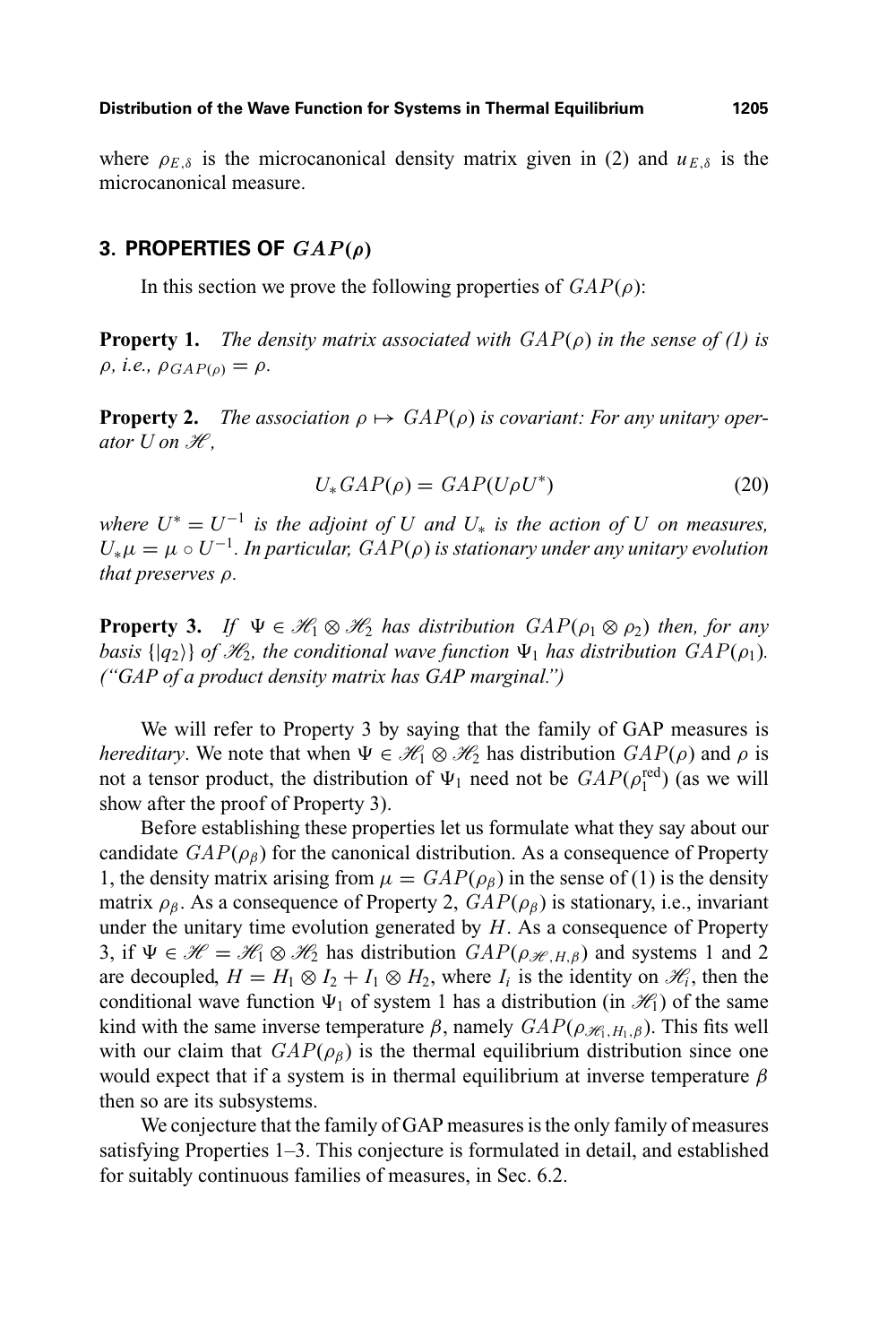where $\rho_{E,\delta}$ is the microcanonical density matrix given in (2) and $u_{E,\delta}$ is the microcanonical measure.

## 3. PROPERTIES OF $GAP(\rho)$

In this section we prove the following properties of $GAP(\rho)$:

**Property 1.** *The density matrix associated with $GAP(\rho)$ in the sense of (1) is $\rho$, i.e., $\rho_{GAP(\rho)} = \rho$.*

**Property 2.** *The association $\rho \mapsto GAP(\rho)$ is covariant: For any unitary operator $U$ on $\mathscr{H}$,*

$$U_* GAP(\rho) = GAP(U\rho U^*) \tag{20}$$

*where $U^* = U^{-1}$ is the adjoint of $U$ and $U_*$ is the action of $U$ on measures, $U_*\mu = \mu \circ U^{-1}$. In particular, $GAP(\rho)$ is stationary under any unitary evolution that preserves $\rho$.*

**Property 3.** *If $\Psi \in \mathscr{H}_1 \otimes \mathscr{H}_2$ has distribution $GAP(\rho_1 \otimes \rho_2)$ then, for any basis $\{|q_2\rangle\}$ of $\mathscr{H}_2$, the conditional wave function $\Psi_1$ has distribution $GAP(\rho_1)$. ("GAP of a product density matrix has GAP marginal.")*

We will refer to Property 3 by saying that the family of GAP measures is *hereditary*. We note that when $\Psi \in \mathscr{H}_1 \otimes \mathscr{H}_2$ has distribution $GAP(\rho)$ and $\rho$ is not a tensor product, the distribution of $\Psi_1$ need not be $GAP(\rho_1^{\text{red}})$ (as we will show after the proof of Property 3).

Before establishing these properties let us formulate what they say about our candidate $GAP(\rho_\beta)$ for the canonical distribution. As a consequence of Property 1, the density matrix arising from $\mu = GAP(\rho_\beta)$ in the sense of (1) is the density matrix $\rho_\beta$. As a consequence of Property 2, $GAP(\rho_\beta)$ is stationary, i.e., invariant under the unitary time evolution generated by $H$. As a consequence of Property 3, if $\Psi \in \mathscr{H} = \mathscr{H}_1 \otimes \mathscr{H}_2$ has distribution $GAP(\rho_{\mathscr{H},H,\beta})$ and systems 1 and 2 are decoupled, $H = H_1 \otimes I_2 + I_1 \otimes H_2$, where $I_i$ is the identity on $\mathscr{H}_i$, then the conditional wave function $\Psi_1$ of system 1 has a distribution (in $\mathscr{H}_1$) of the same kind with the same inverse temperature $\beta$, namely $GAP(\rho_{\mathscr{H}_1,H_1,\beta})$. This fits well with our claim that $GAP(\rho_\beta)$ is the thermal equilibrium distribution since one would expect that if a system is in thermal equilibrium at inverse temperature $\beta$ then so are its subsystems.

We conjecture that the family of GAP measures is the only family of measures satisfying Properties 1–3. This conjecture is formulated in detail, and established for suitably continuous families of measures, in Sec. 6.2.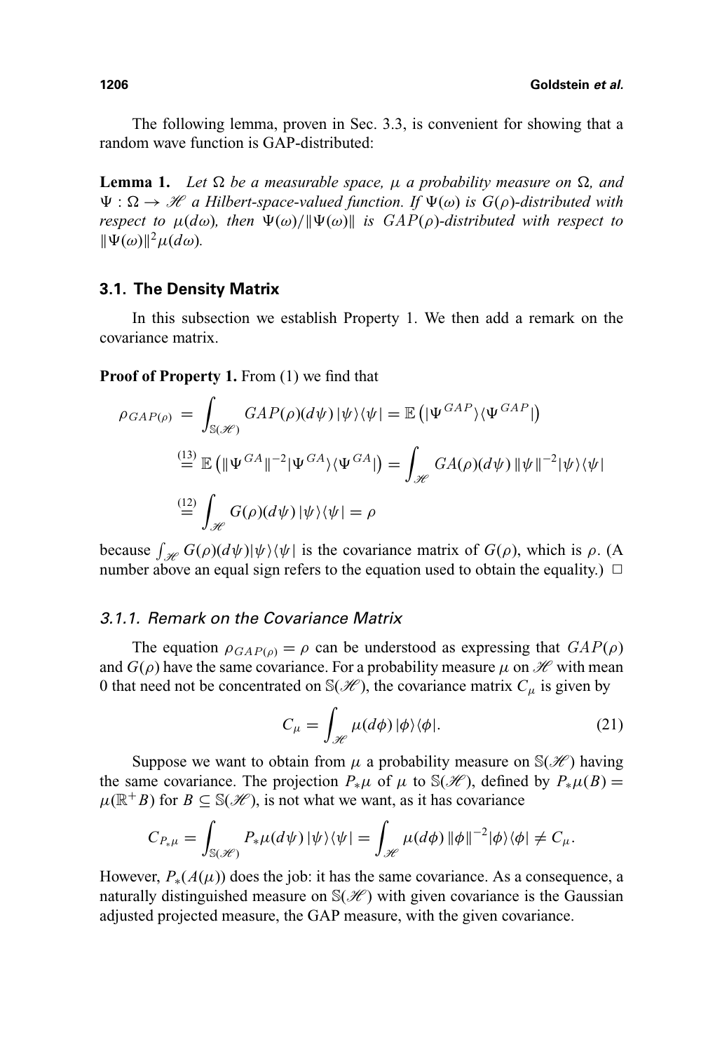The following lemma, proven in Sec. 3.3, is convenient for showing that a random wave function is GAP-distributed:

**Lemma 1.** *Let $\Omega$ be a measurable space, $\mu$ a probability measure on $\Omega$, and $\Psi : \Omega \to \mathscr{H}$ a Hilbert-space-valued function. If $\Psi(\omega)$ is $G(\rho)$-distributed with respect to $\mu(d\omega)$, then $\Psi(\omega)/\|\Psi(\omega)\|$ is $GAP(\rho)$-distributed with respect to $\|\Psi(\omega)\|^2\mu(d\omega)$.*

### 3.1. The Density Matrix

In this subsection we establish Property 1. We then add a remark on the covariance matrix.

**Proof of Property 1.** From (1) we find that

$$
\begin{aligned}
\rho_{GAP(\rho)} &= \int_{\mathbb{S}(\mathscr{H})} GAP(\rho)(d\psi)\,|\psi\rangle\langle\psi| = \mathbb{E}\left(|\Psi^{GAP}\rangle\langle\Psi^{GAP}|\right) \\
&\overset{(13)}{=} \mathbb{E}\left(\|\Psi^{GA}\|^{-2}|\Psi^{GA}\rangle\langle\Psi^{GA}|\right) = \int_{\mathscr{H}} GA(\rho)(d\psi)\,\|\psi\|^{-2}|\psi\rangle\langle\psi| \\
&\overset{(12)}{=} \int_{\mathscr{H}} G(\rho)(d\psi)\,|\psi\rangle\langle\psi| = \rho
\end{aligned}
$$

because $\int_{\mathscr{H}} G(\rho)(d\psi)|\psi\rangle\langle\psi|$ is the covariance matrix of $G(\rho)$, which is $\rho$. (A number above an equal sign refers to the equation used to obtain the equality.) $\square$

#### 3.1.1. Remark on the Covariance Matrix

The equation $\rho_{GAP(\rho)} = \rho$ can be understood as expressing that $GAP(\rho)$ and $G(\rho)$ have the same covariance. For a probability measure $\mu$ on $\mathscr{H}$ with mean 0 that need not be concentrated on $\mathbb{S}(\mathscr{H})$, the covariance matrix $C_\mu$ is given by

$$
C_\mu = \int_{\mathscr{H}} \mu(d\phi)\,|\phi\rangle\langle\phi|. \tag{21}
$$

Suppose we want to obtain from $\mu$ a probability measure on $\mathbb{S}(\mathscr{H})$ having the same covariance. The projection $P_*\mu$ of $\mu$ to $\mathbb{S}(\mathscr{H})$, defined by $P_*\mu(B) = \mu(\mathbb{R}^+B)$ for $B \subseteq \mathbb{S}(\mathscr{H})$, is not what we want, as it has covariance

$$
C_{P_*\mu} = \int_{\mathbb{S}(\mathscr{H})} P_*\mu(d\psi)\,|\psi\rangle\langle\psi| = \int_{\mathscr{H}} \mu(d\phi)\,\|\phi\|^{-2}|\phi\rangle\langle\phi| \neq C_\mu.
$$

However, $P_*(A(\mu))$ does the job: it has the same covariance. As a consequence, a naturally distinguished measure on $\mathbb{S}(\mathscr{H})$ with given covariance is the Gaussian adjusted projected measure, the GAP measure, with the given covariance.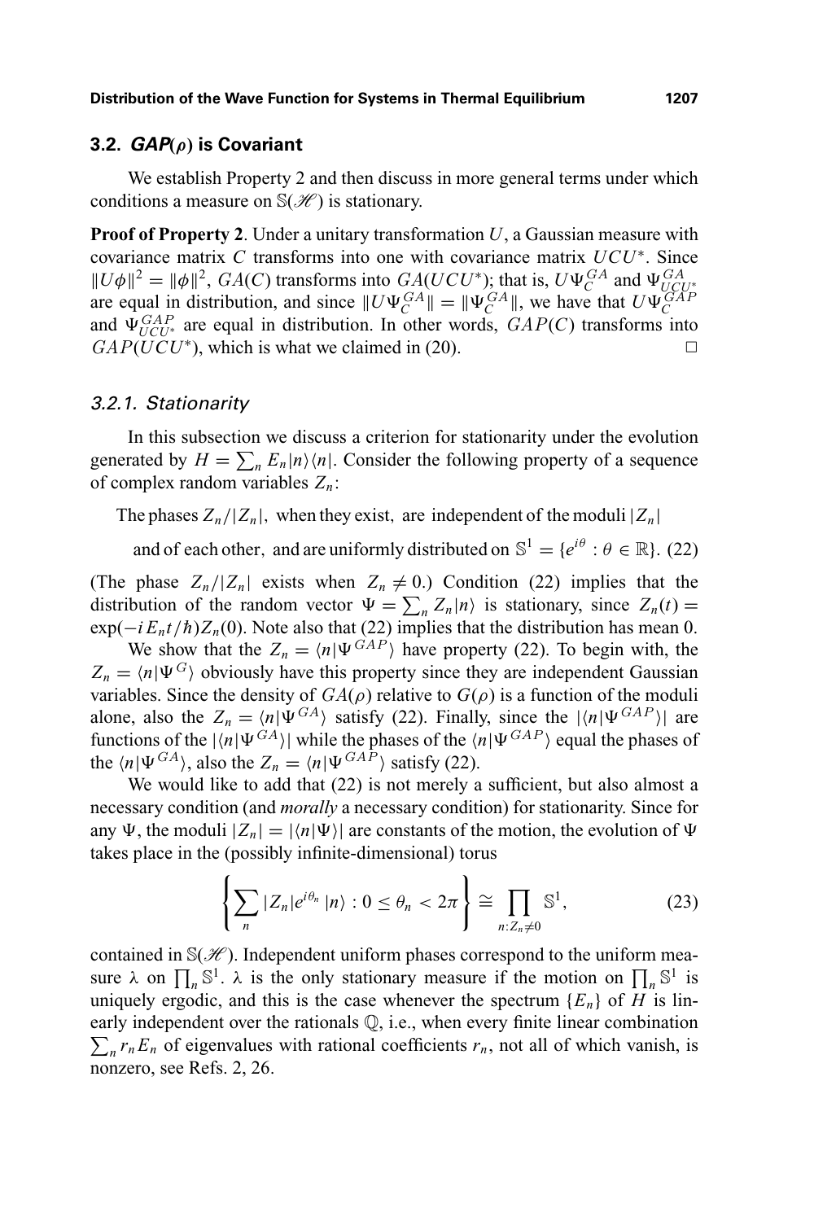### 3.2. $GAP(\rho)$ is Covariant

We establish Property 2 and then discuss in more general terms under which conditions a measure on $\mathbb{S}(\mathscr{H})$ is stationary.

**Proof of Property 2**. Under a unitary transformation $U$, a Gaussian measure with covariance matrix $C$ transforms into one with covariance matrix $UCU^*$. Since $\|U\phi\|^2 = \|\phi\|^2$, $GA(C)$ transforms into $GA(UCU^*)$; that is, $U\Psi_C^{GA}$ and $\Psi_{UCU^*}^{GA}$ are equal in distribution, and since $\|U\Psi_C^{GA}\| = \|\Psi_C^{GA}\|$, we have that $U\Psi_C^{GAP}$ and $\Psi_{UCU^*}^{GAP}$ are equal in distribution. In other words, $GAP(C)$ transforms into $GAP(UCU^*)$, which is what we claimed in (20). $\square$

#### 3.2.1. Stationarity

In this subsection we discuss a criterion for stationarity under the evolution generated by $H = \sum_n E_n |n\rangle\langle n|$. Consider the following property of a sequence of complex random variables $Z_n$:

$$\text{The phases } Z_n/|Z_n|, \text{ when they exist, are independent of the moduli } |Z_n| \text{ and of each other, and are uniformly distributed on } \mathbb{S}^1 = \{e^{i\theta} : \theta \in \mathbb{R}\}. \quad (22)$$

(The phase $Z_n/|Z_n|$ exists when $Z_n \neq 0$.) Condition (22) implies that the distribution of the random vector $\Psi = \sum_n Z_n |n\rangle$ is stationary, since $Z_n(t) = \exp(-iE_n t/\hbar) Z_n(0)$. Note also that (22) implies that the distribution has mean 0.

We show that the $Z_n = \langle n|\Psi^{GAP}\rangle$ have property (22). To begin with, the $Z_n = \langle n|\Psi^G\rangle$ obviously have this property since they are independent Gaussian variables. Since the density of $GA(\rho)$ relative to $G(\rho)$ is a function of the moduli alone, also the $Z_n = \langle n|\Psi^{GA}\rangle$ satisfy (22). Finally, since the $|\langle n|\Psi^{GAP}\rangle|$ are functions of the $|\langle n|\Psi^{GA}\rangle|$ while the phases of the $\langle n|\Psi^{GAP}\rangle$ equal the phases of the $\langle n|\Psi^{GA}\rangle$, also the $Z_n = \langle n|\Psi^{GAP}\rangle$ satisfy (22).

We would like to add that (22) is not merely a sufficient, but also almost a necessary condition (and *morally* a necessary condition) for stationarity. Since for any $\Psi$, the moduli $|Z_n| = |\langle n|\Psi\rangle|$ are constants of the motion, the evolution of $\Psi$ takes place in the (possibly infinite-dimensional) torus

$$\left\{ \sum_n |Z_n| e^{i\theta_n} |n\rangle : 0 \leq \theta_n < 2\pi \right\} \cong \prod_{n: Z_n \neq 0} \mathbb{S}^1, \quad (23)$$

contained in $\mathbb{S}(\mathscr{H})$. Independent uniform phases correspond to the uniform measure $\lambda$ on $\prod_n \mathbb{S}^1$. $\lambda$ is the only stationary measure if the motion on $\prod_n \mathbb{S}^1$ is uniquely ergodic, and this is the case whenever the spectrum $\{E_n\}$ of $H$ is linearly independent over the rationals $\mathbb{Q}$, i.e., when every finite linear combination $\sum_n r_n E_n$ of eigenvalues with rational coefficients $r_n$, not all of which vanish, is nonzero, see Refs. 2, 26.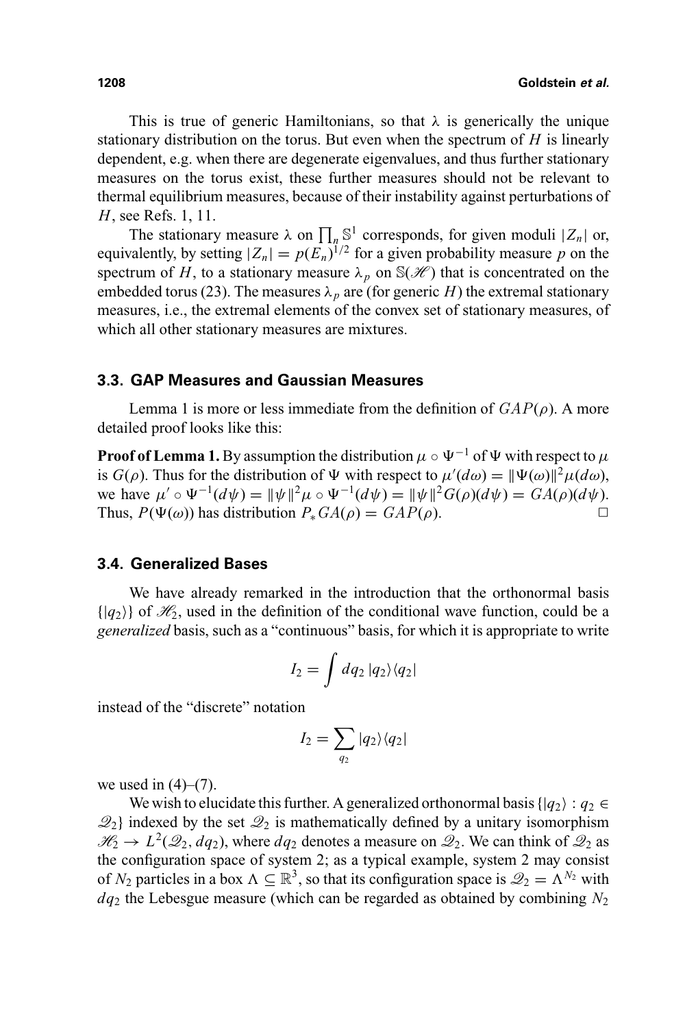This is true of generic Hamiltonians, so that $\lambda$ is generically the unique stationary distribution on the torus. But even when the spectrum of $H$ is linearly dependent, e.g. when there are degenerate eigenvalues, and thus further stationary measures on the torus exist, these further measures should not be relevant to thermal equilibrium measures, because of their instability against perturbations of $H$, see Refs. 1, 11.

The stationary measure $\lambda$ on $\prod_n \mathbb{S}^1$ corresponds, for given moduli $|Z_n|$ or, equivalently, by setting $|Z_n| = p(E_n)^{1/2}$ for a given probability measure $p$ on the spectrum of $H$, to a stationary measure $\lambda_p$ on $\mathbb{S}(\mathscr{H})$ that is concentrated on the embedded torus (23). The measures $\lambda_p$ are (for generic $H$) the extremal stationary measures, i.e., the extremal elements of the convex set of stationary measures, of which all other stationary measures are mixtures.

### 3.3. GAP Measures and Gaussian Measures

Lemma 1 is more or less immediate from the definition of $GAP(\rho)$. A more detailed proof looks like this:

**Proof of Lemma 1.** By assumption the distribution $\mu \circ \Psi^{-1}$ of $\Psi$ with respect to $\mu$ is $G(\rho)$. Thus for the distribution of $\Psi$ with respect to $\mu'(d\omega) = \|\Psi(\omega)\|^2 \mu(d\omega)$, we have $\mu' \circ \Psi^{-1}(d\psi) = \|\psi\|^2 \mu \circ \Psi^{-1}(d\psi) = \|\psi\|^2 G(\rho)(d\psi) = GA(\rho)(d\psi)$. Thus, $P(\Psi(\omega))$ has distribution $P_* GA(\rho) = GAP(\rho)$. $\square$

### 3.4. Generalized Bases

We have already remarked in the introduction that the orthonormal basis $\{|q_2\rangle\}$ of $\mathscr{H}_2$, used in the definition of the conditional wave function, could be a *generalized* basis, such as a "continuous" basis, for which it is appropriate to write

$$I_2 = \int dq_2 \, |q_2\rangle\langle q_2|$$

instead of the "discrete" notation

$$I_2 = \sum_{q_2} |q_2\rangle\langle q_2|$$

we used in (4)–(7).

We wish to elucidate this further. A generalized orthonormal basis $\{|q_2\rangle : q_2 \in \mathscr{Q}_2\}$ indexed by the set $\mathscr{Q}_2$ is mathematically defined by a unitary isomorphism $\mathscr{H}_2 \to L^2(\mathscr{Q}_2, dq_2)$, where $dq_2$ denotes a measure on $\mathscr{Q}_2$. We can think of $\mathscr{Q}_2$ as the configuration space of system 2; as a typical example, system 2 may consist of $N_2$ particles in a box $\Lambda \subseteq \mathbb{R}^3$, so that its configuration space is $\mathscr{Q}_2 = \Lambda^{N_2}$ with $dq_2$ the Lebesgue measure (which can be regarded as obtained by combining $N_2$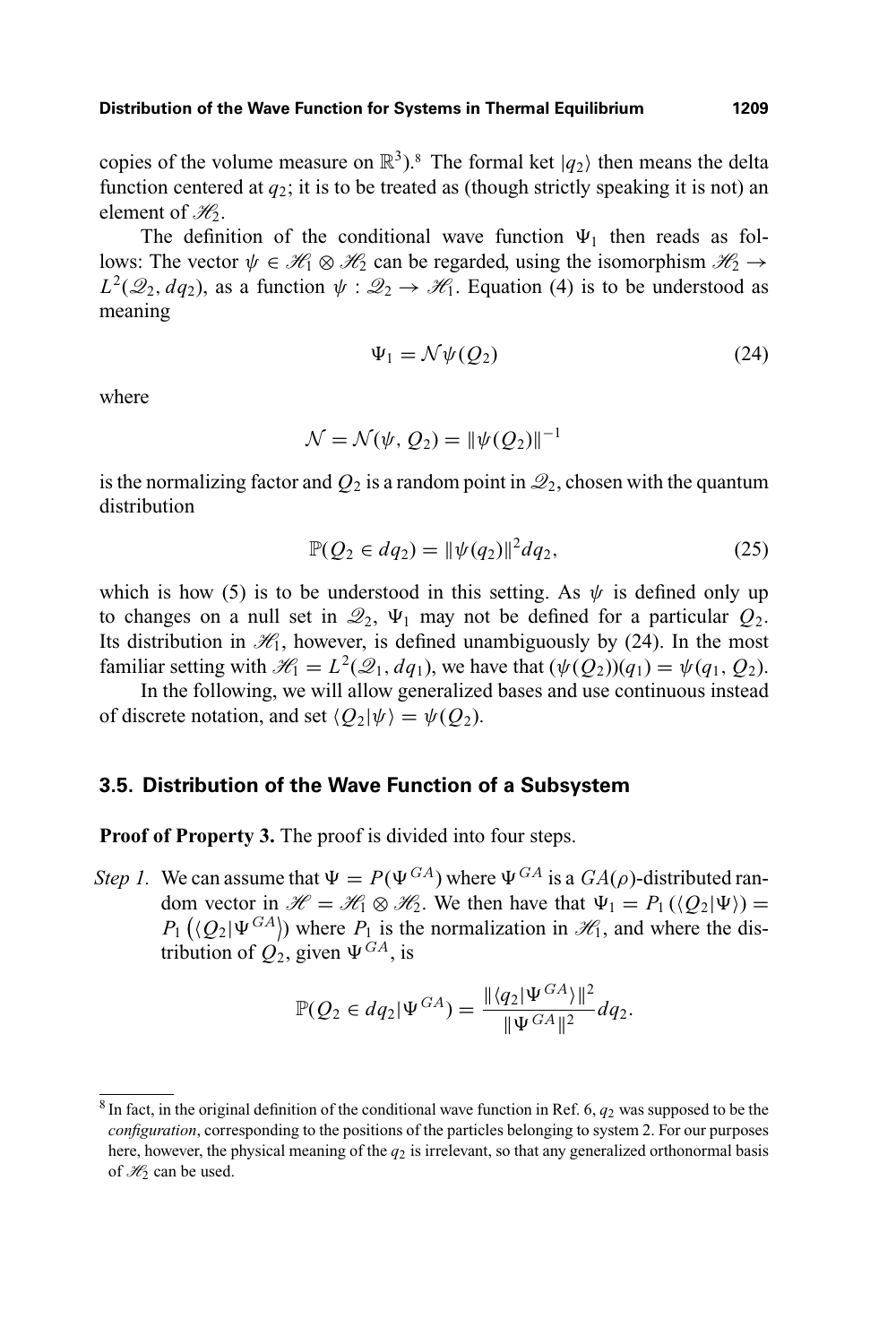copies of the volume measure on $\mathbb{R}^3$).[8] The formal ket $|q_2\rangle$ then means the delta function centered at $q_2$; it is to be treated as (though strictly speaking it is not) an element of $\mathscr{H}_2$.

The definition of the conditional wave function $\Psi_1$ then reads as follows: The vector $\psi \in \mathscr{H}_1 \otimes \mathscr{H}_2$ can be regarded, using the isomorphism $\mathscr{H}_2 \to L^2(\mathscr{Q}_2, dq_2)$, as a function $\psi : \mathscr{Q}_2 \to \mathscr{H}_1$. Equation (4) is to be understood as meaning

$$\Psi_1 = \mathcal{N}\psi(Q_2) \tag{24}$$

where

$$\mathcal{N} = \mathcal{N}(\psi, Q_2) = \|\psi(Q_2)\|^{-1}$$

is the normalizing factor and $Q_2$ is a random point in $\mathscr{Q}_2$, chosen with the quantum distribution

$$\mathbb{P}(Q_2 \in dq_2) = \|\psi(q_2)\|^2 dq_2, \tag{25}$$

which is how (5) is to be understood in this setting. As $\psi$ is defined only up to changes on a null set in $\mathscr{Q}_2$, $\Psi_1$ may not be defined for a particular $Q_2$. Its distribution in $\mathscr{H}_1$, however, is defined unambiguously by (24). In the most familiar setting with $\mathscr{H}_1 = L^2(\mathscr{Q}_1, dq_1)$, we have that $(\psi(Q_2))(q_1) = \psi(q_1, Q_2)$.

In the following, we will allow generalized bases and use continuous instead of discrete notation, and set $\langle Q_2|\psi\rangle = \psi(Q_2)$.

### 3.5. Distribution of the Wave Function of a Subsystem

**Proof of Property 3.** The proof is divided into four steps.

*Step 1.* We can assume that $\Psi = P(\Psi^{GA})$ where $\Psi^{GA}$ is a $GA(\rho)$-distributed random vector in $\mathscr{H} = \mathscr{H}_1 \otimes \mathscr{H}_2$. We then have that $\Psi_1 = P_1(\langle Q_2|\Psi\rangle) = P_1\left(\langle Q_2|\Psi^{GA}\rangle\right)$ where $P_1$ is the normalization in $\mathscr{H}_1$, and where the distribution of $Q_2$, given $\Psi^{GA}$, is

$$\mathbb{P}(Q_2 \in dq_2|\Psi^{GA}) = \frac{\|\langle q_2|\Psi^{GA}\rangle\|^2}{\|\Psi^{GA}\|^2} dq_2.$$

[8] In fact, in the original definition of the conditional wave function in Ref. 6, $q_2$ was supposed to be the *configuration*, corresponding to the positions of the particles belonging to system 2. For our purposes here, however, the physical meaning of the $q_2$ is irrelevant, so that any generalized orthonormal basis of $\mathscr{H}_2$ can be used.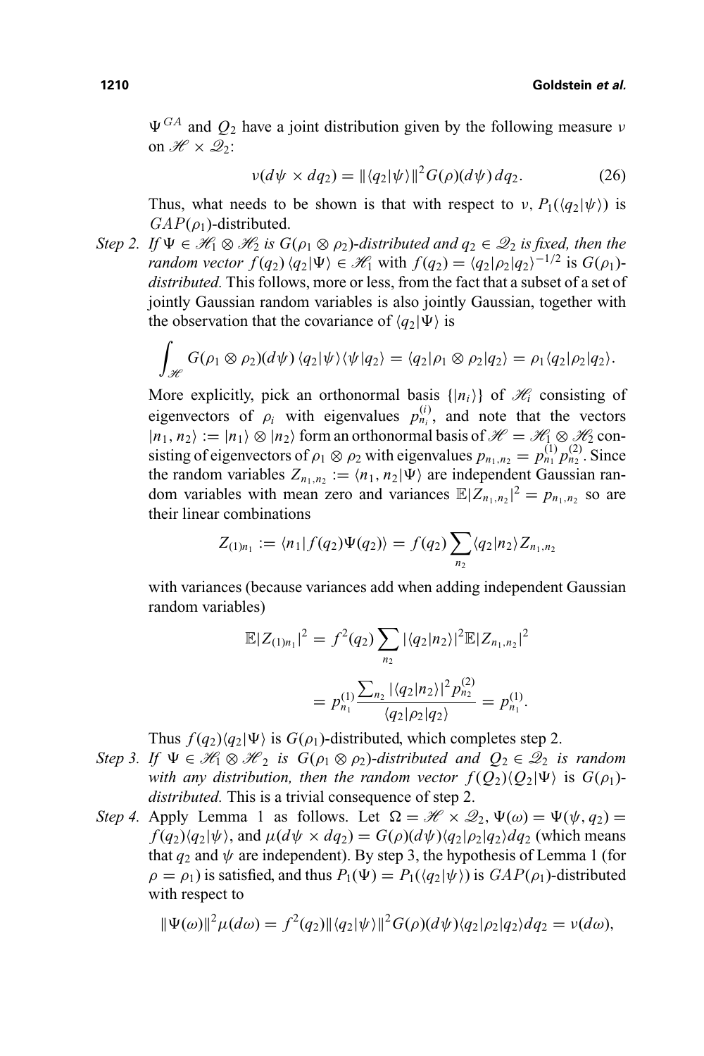$\Psi^{GA}$ and $Q_2$ have a joint distribution given by the following measure $\nu$ on $\mathscr{H} \times \mathscr{Q}_2$:

$$\nu(d\psi \times dq_2) = \|\langle q_2|\psi\rangle\|^2 G(\rho)(d\psi)\, dq_2. \tag{26}$$

Thus, what needs to be shown is that with respect to $\nu$, $P_1(\langle q_2|\psi\rangle)$ is $GAP(\rho_1)$-distributed.

*Step 2. If $\Psi \in \mathscr{H}_1 \otimes \mathscr{H}_2$ is $G(\rho_1 \otimes \rho_2)$-distributed and $q_2 \in \mathscr{Q}_2$ is fixed, then the random vector $f(q_2)\,\langle q_2|\Psi\rangle \in \mathscr{H}_1$* with $f(q_2) = \langle q_2|\rho_2|q_2\rangle^{-1/2}$ is $G(\rho_1)$-*distributed.* This follows, more or less, from the fact that a subset of a set of jointly Gaussian random variables is also jointly Gaussian, together with the observation that the covariance of $\langle q_2|\Psi\rangle$ is

$$\int_{\mathscr{H}} G(\rho_1 \otimes \rho_2)(d\psi)\,\langle q_2|\psi\rangle\langle\psi|q_2\rangle = \langle q_2|\rho_1 \otimes \rho_2|q_2\rangle = \rho_1\langle q_2|\rho_2|q_2\rangle.$$

More explicitly, pick an orthonormal basis $\{|n_i\rangle\}$ of $\mathscr{H}_i$ consisting of eigenvectors of $\rho_i$ with eigenvalues $p^{(i)}_{n_i}$, and note that the vectors $|n_1, n_2\rangle := |n_1\rangle \otimes |n_2\rangle$ form an orthonormal basis of $\mathscr{H} = \mathscr{H}_1 \otimes \mathscr{H}_2$ consisting of eigenvectors of $\rho_1 \otimes \rho_2$ with eigenvalues $p_{n_1,n_2} = p^{(1)}_{n_1} p^{(2)}_{n_2}$. Since the random variables $Z_{n_1,n_2} := \langle n_1, n_2|\Psi\rangle$ are independent Gaussian random variables with mean zero and variances $\mathbb{E}|Z_{n_1,n_2}|^2 = p_{n_1,n_2}$ so are their linear combinations

$$Z_{(1)n_1} := \langle n_1|f(q_2)\Psi(q_2)\rangle = f(q_2)\sum_{n_2}\langle q_2|n_2\rangle Z_{n_1,n_2}$$

with variances (because variances add when adding independent Gaussian random variables)

$$\mathbb{E}|Z_{(1)n_1}|^2 = f^2(q_2)\sum_{n_2}|\langle q_2|n_2\rangle|^2 \mathbb{E}|Z_{n_1,n_2}|^2$$

$$= p^{(1)}_{n_1}\frac{\sum_{n_2}|\langle q_2|n_2\rangle|^2 p^{(2)}_{n_2}}{\langle q_2|\rho_2|q_2\rangle} = p^{(1)}_{n_1}.$$

Thus $f(q_2)\langle q_2|\Psi\rangle$ is $G(\rho_1)$-distributed, which completes step 2.

*Step 3. If $\Psi \in \mathscr{H}_1 \otimes \mathscr{H}_2$ is $G(\rho_1 \otimes \rho_2)$-distributed and $Q_2 \in \mathscr{Q}_2$ is random with any distribution, then the random vector $f(Q_2)\langle Q_2|\Psi\rangle$ is $G(\rho_1)$-distributed.* This is a trivial consequence of step 2.

*Step 4.* Apply Lemma 1 as follows. Let $\Omega = \mathscr{H} \times \mathscr{Q}_2$, $\Psi(\omega) = \Psi(\psi, q_2) = f(q_2)\langle q_2|\psi\rangle$, and $\mu(d\psi \times dq_2) = G(\rho)(d\psi)\langle q_2|\rho_2|q_2\rangle dq_2$ (which means that $q_2$ and $\psi$ are independent). By step 3, the hypothesis of Lemma 1 (for $\rho = \rho_1$) is satisfied, and thus $P_1(\Psi) = P_1(\langle q_2|\psi\rangle)$ is $GAP(\rho_1)$-distributed with respect to

$$\|\Psi(\omega)\|^2\mu(d\omega) = f^2(q_2)\|\langle q_2|\psi\rangle\|^2 G(\rho)(d\psi)\langle q_2|\rho_2|q_2\rangle dq_2 = \nu(d\omega),$$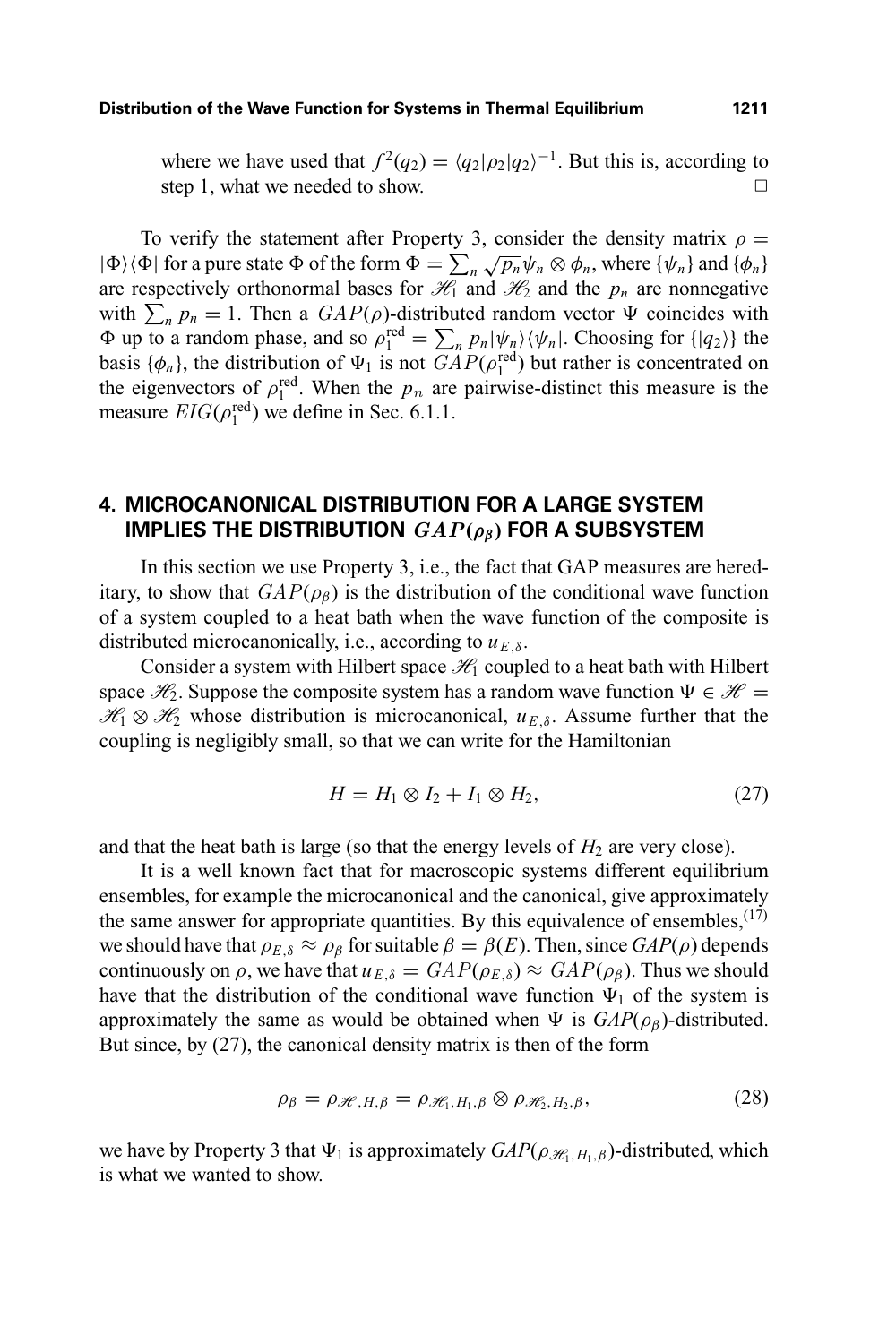where we have used that $f^2(q_2) = \langle q_2|\rho_2|q_2\rangle^{-1}$. But this is, according to step 1, what we needed to show. $\square$

To verify the statement after Property 3, consider the density matrix $\rho = |\Phi\rangle\langle\Phi|$ for a pure state $\Phi$ of the form $\Phi = \sum_n \sqrt{p_n}\psi_n \otimes \phi_n$, where $\{\psi_n\}$ and $\{\phi_n\}$ are respectively orthonormal bases for $\mathscr{H}_1$ and $\mathscr{H}_2$ and the $p_n$ are nonnegative with $\sum_n p_n = 1$. Then a $GAP(\rho)$-distributed random vector $\Psi$ coincides with $\Phi$ up to a random phase, and so $\rho_1^{\text{red}} = \sum_n p_n |\psi_n\rangle\langle\psi_n|$. Choosing for $\{|q_2\rangle\}$ the basis $\{\phi_n\}$, the distribution of $\Psi_1$ is not $GAP(\rho_1^{\text{red}})$ but rather is concentrated on the eigenvectors of $\rho_1^{\text{red}}$. When the $p_n$ are pairwise-distinct this measure is the measure $EIG(\rho_1^{\text{red}})$ we define in Sec. 6.1.1.

## 4. MICROCANONICAL DISTRIBUTION FOR A LARGE SYSTEM IMPLIES THE DISTRIBUTION $GAP(\rho_\beta)$ FOR A SUBSYSTEM

In this section we use Property 3, i.e., the fact that GAP measures are hereditary, to show that $GAP(\rho_\beta)$ is the distribution of the conditional wave function of a system coupled to a heat bath when the wave function of the composite is distributed microcanonically, i.e., according to $u_{E,\delta}$.

Consider a system with Hilbert space $\mathscr{H}_1$ coupled to a heat bath with Hilbert space $\mathscr{H}_2$. Suppose the composite system has a random wave function $\Psi \in \mathscr{H} = \mathscr{H}_1 \otimes \mathscr{H}_2$ whose distribution is microcanonical, $u_{E,\delta}$. Assume further that the coupling is negligibly small, so that we can write for the Hamiltonian

$$H = H_1 \otimes I_2 + I_1 \otimes H_2, \tag{27}$$

and that the heat bath is large (so that the energy levels of $H_2$ are very close).

It is a well known fact that for macroscopic systems different equilibrium ensembles, for example the microcanonical and the canonical, give approximately the same answer for appropriate quantities. By this equivalence of ensembles,[17] we should have that $\rho_{E,\delta} \approx \rho_\beta$ for suitable $\beta = \beta(E)$. Then, since $GAP(\rho)$ depends continuously on $\rho$, we have that $u_{E,\delta} = GAP(\rho_{E,\delta}) \approx GAP(\rho_\beta)$. Thus we should have that the distribution of the conditional wave function $\Psi_1$ of the system is approximately the same as would be obtained when $\Psi$ is $GAP(\rho_\beta)$-distributed. But since, by (27), the canonical density matrix is then of the form

$$\rho_\beta = \rho_{\mathscr{H},H,\beta} = \rho_{\mathscr{H}_1,H_1,\beta} \otimes \rho_{\mathscr{H}_2,H_2,\beta}, \tag{28}$$

we have by Property 3 that $\Psi_1$ is approximately $GAP(\rho_{\mathscr{H}_1,H_1,\beta})$-distributed, which is what we wanted to show.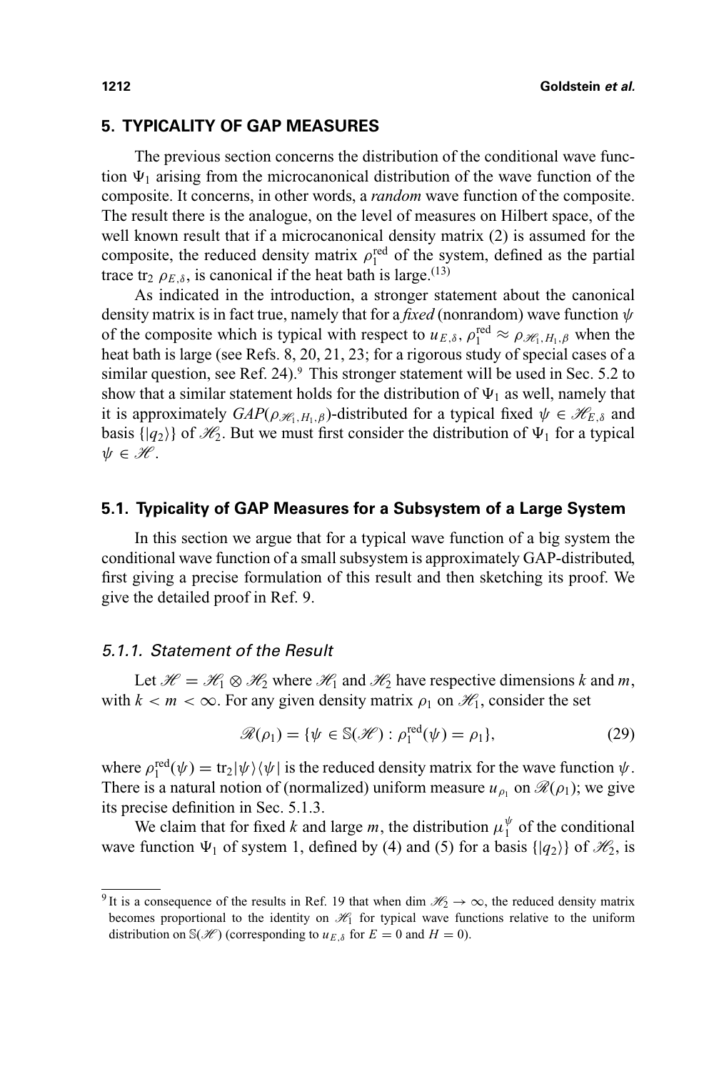## 5. TYPICALITY OF GAP MEASURES

The previous section concerns the distribution of the conditional wave function $\Psi_1$ arising from the microcanonical distribution of the wave function of the composite. It concerns, in other words, a *random* wave function of the composite. The result there is the analogue, on the level of measures on Hilbert space, of the well known result that if a microcanonical density matrix (2) is assumed for the composite, the reduced density matrix $\rho_1^{\text{red}}$ of the system, defined as the partial trace $\text{tr}_2\, \rho_{E,\delta}$, is canonical if the heat bath is large.[13]

As indicated in the introduction, a stronger statement about the canonical density matrix is in fact true, namely that for a *fixed* (nonrandom) wave function $\psi$ of the composite which is typical with respect to $u_{E,\delta}$, $\rho_1^{\text{red}} \approx \rho_{\mathscr{H}_1, H_1, \beta}$ when the heat bath is large (see Refs. 8, 20, 21, 23; for a rigorous study of special cases of a similar question, see Ref. 24).[9] This stronger statement will be used in Sec. 5.2 to show that a similar statement holds for the distribution of $\Psi_1$ as well, namely that it is approximately $GAP(\rho_{\mathscr{H}_1, H_1, \beta})$-distributed for a typical fixed $\psi \in \mathscr{H}_{E,\delta}$ and basis $\{|q_2\rangle\}$ of $\mathscr{H}_2$. But we must first consider the distribution of $\Psi_1$ for a typical $\psi \in \mathscr{H}$.

### 5.1. Typicality of GAP Measures for a Subsystem of a Large System

In this section we argue that for a typical wave function of a big system the conditional wave function of a small subsystem is approximately GAP-distributed, first giving a precise formulation of this result and then sketching its proof. We give the detailed proof in Ref. 9.

#### 5.1.1. Statement of the Result

Let $\mathscr{H} = \mathscr{H}_1 \otimes \mathscr{H}_2$ where $\mathscr{H}_1$ and $\mathscr{H}_2$ have respective dimensions $k$ and $m$, with $k < m < \infty$. For any given density matrix $\rho_1$ on $\mathscr{H}_1$, consider the set

$$\mathscr{R}(\rho_1) = \{\psi \in \mathbb{S}(\mathscr{H}) : \rho_1^{\text{red}}(\psi) = \rho_1\}, \tag{29}$$

where $\rho_1^{\text{red}}(\psi) = \text{tr}_2 |\psi\rangle\langle\psi|$ is the reduced density matrix for the wave function $\psi$. There is a natural notion of (normalized) uniform measure $u_{\rho_1}$ on $\mathscr{R}(\rho_1)$; we give its precise definition in Sec. 5.1.3.

We claim that for fixed $k$ and large $m$, the distribution $\mu_1^{\psi}$ of the conditional wave function $\Psi_1$ of system 1, defined by (4) and (5) for a basis $\{|q_2\rangle\}$ of $\mathscr{H}_2$, is

---

[9] It is a consequence of the results in Ref. 19 that when $\dim \mathscr{H}_2 \to \infty$, the reduced density matrix becomes proportional to the identity on $\mathscr{H}_1$ for typical wave functions relative to the uniform distribution on $\mathbb{S}(\mathscr{H})$ (corresponding to $u_{E,\delta}$ for $E = 0$ and $H = 0$).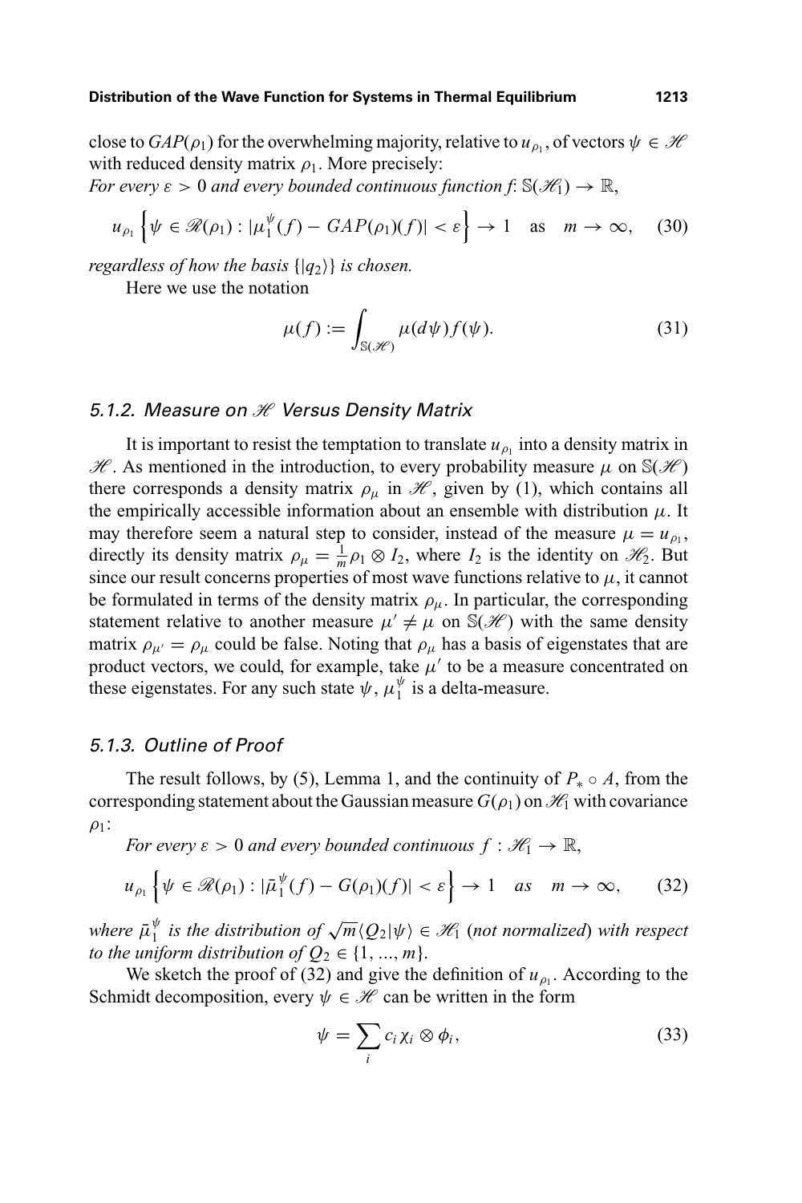close to $GAP(\rho_1)$ for the overwhelming majority, relative to $u_{\rho_1}$, of vectors $\psi \in \mathscr{H}$ with reduced density matrix $\rho_1$. More precisely:
*For every $\varepsilon > 0$ and every bounded continuous function $f$: $\mathbb{S}(\mathscr{H}_1) \to \mathbb{R}$,*

$$u_{\rho_1}\left\{\psi \in \mathscr{R}(\rho_1) : |\mu_1^{\psi}(f) - GAP(\rho_1)(f)| < \varepsilon\right\} \to 1 \quad \text{as} \quad m \to \infty, \tag{30}$$

*regardless of how the basis $\{|q_2\rangle\}$ is chosen.*

Here we use the notation

$$\mu(f) := \int_{\mathbb{S}(\mathscr{H})} \mu(d\psi) f(\psi). \tag{31}$$

### 5.1.2. Measure on $\mathscr{H}$ Versus Density Matrix

It is important to resist the temptation to translate $u_{\rho_1}$ into a density matrix in $\mathscr{H}$. As mentioned in the introduction, to every probability measure $\mu$ on $\mathbb{S}(\mathscr{H})$ there corresponds a density matrix $\rho_\mu$ in $\mathscr{H}$, given by (1), which contains all the empirically accessible information about an ensemble with distribution $\mu$. It may therefore seem a natural step to consider, instead of the measure $\mu = u_{\rho_1}$, directly its density matrix $\rho_\mu = \frac{1}{m}\rho_1 \otimes I_2$, where $I_2$ is the identity on $\mathscr{H}_2$. But since our result concerns properties of most wave functions relative to $\mu$, it cannot be formulated in terms of the density matrix $\rho_\mu$. In particular, the corresponding statement relative to another measure $\mu' \neq \mu$ on $\mathbb{S}(\mathscr{H})$ with the same density matrix $\rho_{\mu'} = \rho_\mu$ could be false. Noting that $\rho_\mu$ has a basis of eigenstates that are product vectors, we could, for example, take $\mu'$ to be a measure concentrated on these eigenstates. For any such state $\psi$, $\mu_1^{\psi}$ is a delta-measure.

### 5.1.3. Outline of Proof

The result follows, by (5), Lemma 1, and the continuity of $P_* \circ A$, from the corresponding statement about the Gaussian measure $G(\rho_1)$ on $\mathscr{H}_1$ with covariance $\rho_1$:

*For every $\varepsilon > 0$ and every bounded continuous $f : \mathscr{H}_1 \to \mathbb{R}$,*

$$u_{\rho_1}\left\{\psi \in \mathscr{R}(\rho_1) : |\bar{\mu}_1^{\psi}(f) - G(\rho_1)(f)| < \varepsilon\right\} \to 1 \quad as \quad m \to \infty, \tag{32}$$

*where $\bar{\mu}_1^{\psi}$ is the distribution of $\sqrt{m}\langle Q_2|\psi\rangle \in \mathscr{H}_1$ (not normalized) with respect to the uniform distribution of $Q_2 \in \{1, ..., m\}$.*

We sketch the proof of (32) and give the definition of $u_{\rho_1}$. According to the Schmidt decomposition, every $\psi \in \mathscr{H}$ can be written in the form

$$\psi = \sum_i c_i \chi_i \otimes \phi_i, \tag{33}$$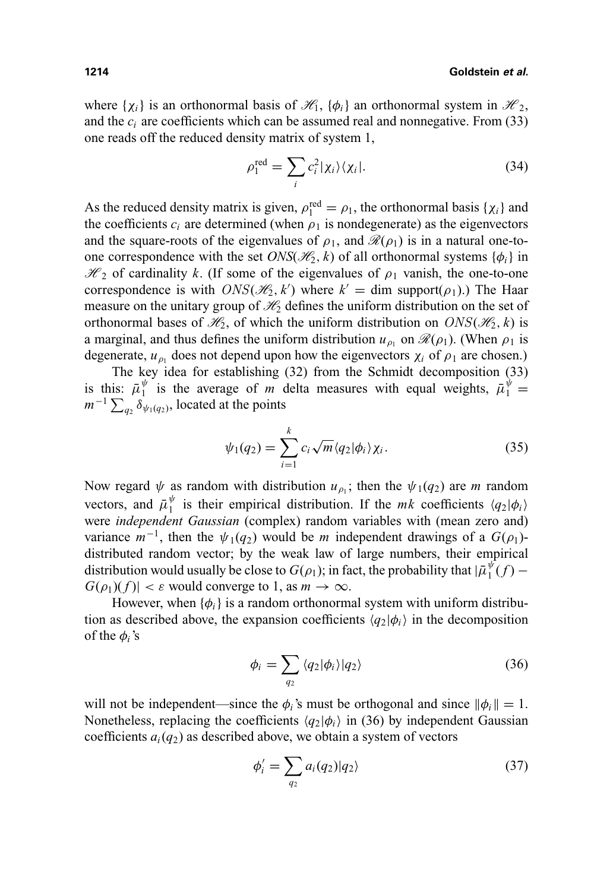where $\{\chi_i\}$ is an orthonormal basis of $\mathscr{H}_1$, $\{\phi_i\}$ an orthonormal system in $\mathscr{H}_2$, and the $c_i$ are coefficients which can be assumed real and nonnegative. From (33) one reads off the reduced density matrix of system 1,

$$\rho_1^{\text{red}} = \sum_i c_i^2 |\chi_i\rangle\langle\chi_i|. \tag{34}$$

As the reduced density matrix is given, $\rho_1^{\text{red}} = \rho_1$, the orthonormal basis $\{\chi_i\}$ and the coefficients $c_i$ are determined (when $\rho_1$ is nondegenerate) as the eigenvectors and the square-roots of the eigenvalues of $\rho_1$, and $\mathscr{R}(\rho_1)$ is in a natural one-to-one correspondence with the set $ONS(\mathscr{H}_2, k)$ of all orthonormal systems $\{\phi_i\}$ in $\mathscr{H}_2$ of cardinality $k$. (If some of the eigenvalues of $\rho_1$ vanish, the one-to-one correspondence is with $ONS(\mathscr{H}_2, k')$ where $k' = \dim \text{support}(\rho_1)$.) The Haar measure on the unitary group of $\mathscr{H}_2$ defines the uniform distribution on the set of orthonormal bases of $\mathscr{H}_2$, of which the uniform distribution on $ONS(\mathscr{H}_2, k)$ is a marginal, and thus defines the uniform distribution $u_{\rho_1}$ on $\mathscr{R}(\rho_1)$. (When $\rho_1$ is degenerate, $u_{\rho_1}$ does not depend upon how the eigenvectors $\chi_i$ of $\rho_1$ are chosen.)

The key idea for establishing (32) from the Schmidt decomposition (33) is this: $\bar{\mu}_1^{\psi}$ is the average of $m$ delta measures with equal weights, $\bar{\mu}_1^{\psi} = m^{-1}\sum_{q_2} \delta_{\psi_1(q_2)}$, located at the points

$$\psi_1(q_2) = \sum_{i=1}^{k} c_i \sqrt{m} \langle q_2|\phi_i\rangle \chi_i. \tag{35}$$

Now regard $\psi$ as random with distribution $u_{\rho_1}$; then the $\psi_1(q_2)$ are $m$ random vectors, and $\bar{\mu}_1^{\psi}$ is their empirical distribution. If the $mk$ coefficients $\langle q_2|\phi_i\rangle$ were *independent Gaussian* (complex) random variables with (mean zero and) variance $m^{-1}$, then the $\psi_1(q_2)$ would be $m$ independent drawings of a $G(\rho_1)$-distributed random vector; by the weak law of large numbers, their empirical distribution would usually be close to $G(\rho_1)$; in fact, the probability that $|\bar{\mu}_1^{\psi}(f) - G(\rho_1)(f)| < \varepsilon$ would converge to 1, as $m \to \infty$.

However, when $\{\phi_i\}$ is a random orthonormal system with uniform distribution as described above, the expansion coefficients $\langle q_2|\phi_i\rangle$ in the decomposition of the $\phi_i$'s

$$\phi_i = \sum_{q_2} \langle q_2|\phi_i\rangle |q_2\rangle \tag{36}$$

will not be independent—since the $\phi_i$'s must be orthogonal and since $\|\phi_i\| = 1$. Nonetheless, replacing the coefficients $\langle q_2|\phi_i\rangle$ in (36) by independent Gaussian coefficients $a_i(q_2)$ as described above, we obtain a system of vectors

$$\phi_i' = \sum_{q_2} a_i(q_2)|q_2\rangle \tag{37}$$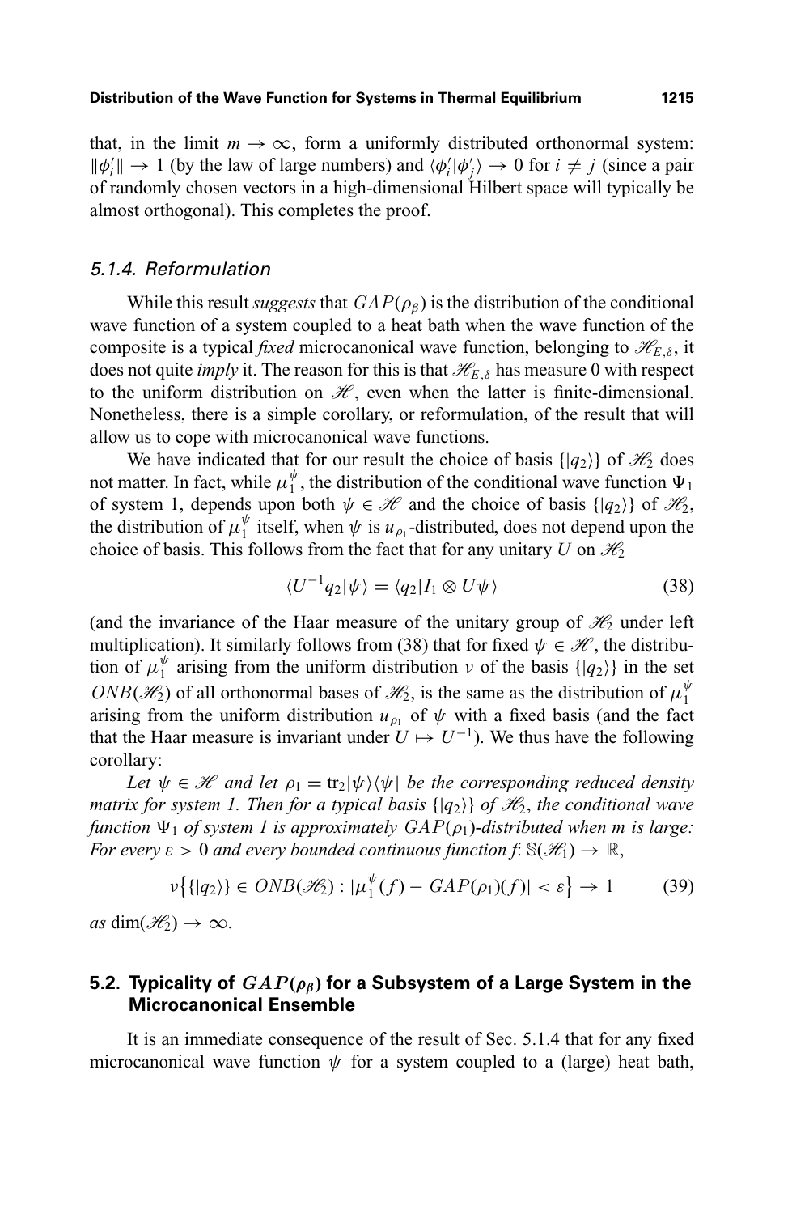that, in the limit $m \to \infty$, form a uniformly distributed orthonormal system: $\|\phi'_i\| \to 1$ (by the law of large numbers) and $\langle \phi'_i | \phi'_j \rangle \to 0$ for $i \neq j$ (since a pair of randomly chosen vectors in a high-dimensional Hilbert space will typically be almost orthogonal). This completes the proof.

### 5.1.4. Reformulation

While this result *suggests* that $GAP(\rho_\beta)$ is the distribution of the conditional wave function of a system coupled to a heat bath when the wave function of the composite is a typical *fixed* microcanonical wave function, belonging to $\mathscr{H}_{E,\delta}$, it does not quite *imply* it. The reason for this is that $\mathscr{H}_{E,\delta}$ has measure 0 with respect to the uniform distribution on $\mathscr{H}$, even when the latter is finite-dimensional. Nonetheless, there is a simple corollary, or reformulation, of the result that will allow us to cope with microcanonical wave functions.

We have indicated that for our result the choice of basis $\{|q_2\rangle\}$ of $\mathscr{H}_2$ does not matter. In fact, while $\mu_1^\psi$, the distribution of the conditional wave function $\Psi_1$ of system 1, depends upon both $\psi \in \mathscr{H}$ and the choice of basis $\{|q_2\rangle\}$ of $\mathscr{H}_2$, the distribution of $\mu_1^\psi$ itself, when $\psi$ is $u_{\rho_1}$-distributed, does not depend upon the choice of basis. This follows from the fact that for any unitary $U$ on $\mathscr{H}_2$

$$\langle U^{-1} q_2 | \psi \rangle = \langle q_2 | I_1 \otimes U \psi \rangle \tag{38}$$

(and the invariance of the Haar measure of the unitary group of $\mathscr{H}_2$ under left multiplication). It similarly follows from (38) that for fixed $\psi \in \mathscr{H}$, the distribution of $\mu_1^\psi$ arising from the uniform distribution $\nu$ of the basis $\{|q_2\rangle\}$ in the set $ONB(\mathscr{H}_2)$ of all orthonormal bases of $\mathscr{H}_2$, is the same as the distribution of $\mu_1^\psi$ arising from the uniform distribution $u_{\rho_1}$ of $\psi$ with a fixed basis (and the fact that the Haar measure is invariant under $U \mapsto U^{-1}$). We thus have the following corollary:

*Let $\psi \in \mathscr{H}$ and let $\rho_1 = \mathrm{tr}_2 |\psi\rangle\langle\psi|$ be the corresponding reduced density matrix for system 1. Then for a typical basis $\{|q_2\rangle\}$ of $\mathscr{H}_2$, the conditional wave function $\Psi_1$ of system 1 is approximately $GAP(\rho_1)$-distributed when $m$ is large: For every $\varepsilon > 0$ and every bounded continuous function $f$: $\mathbb{S}(\mathscr{H}_1) \to \mathbb{R}$,*

$$\nu\big\{\{|q_2\rangle\} \in ONB(\mathscr{H}_2) : |\mu_1^\psi(f) - GAP(\rho_1)(f)| < \varepsilon\big\} \to 1 \tag{39}$$

*as* $\dim(\mathscr{H}_2) \to \infty$.

## 5.2. Typicality of $GAP(\rho_\beta)$ for a Subsystem of a Large System in the Microcanonical Ensemble

It is an immediate consequence of the result of Sec. 5.1.4 that for any fixed microcanonical wave function $\psi$ for a system coupled to a (large) heat bath,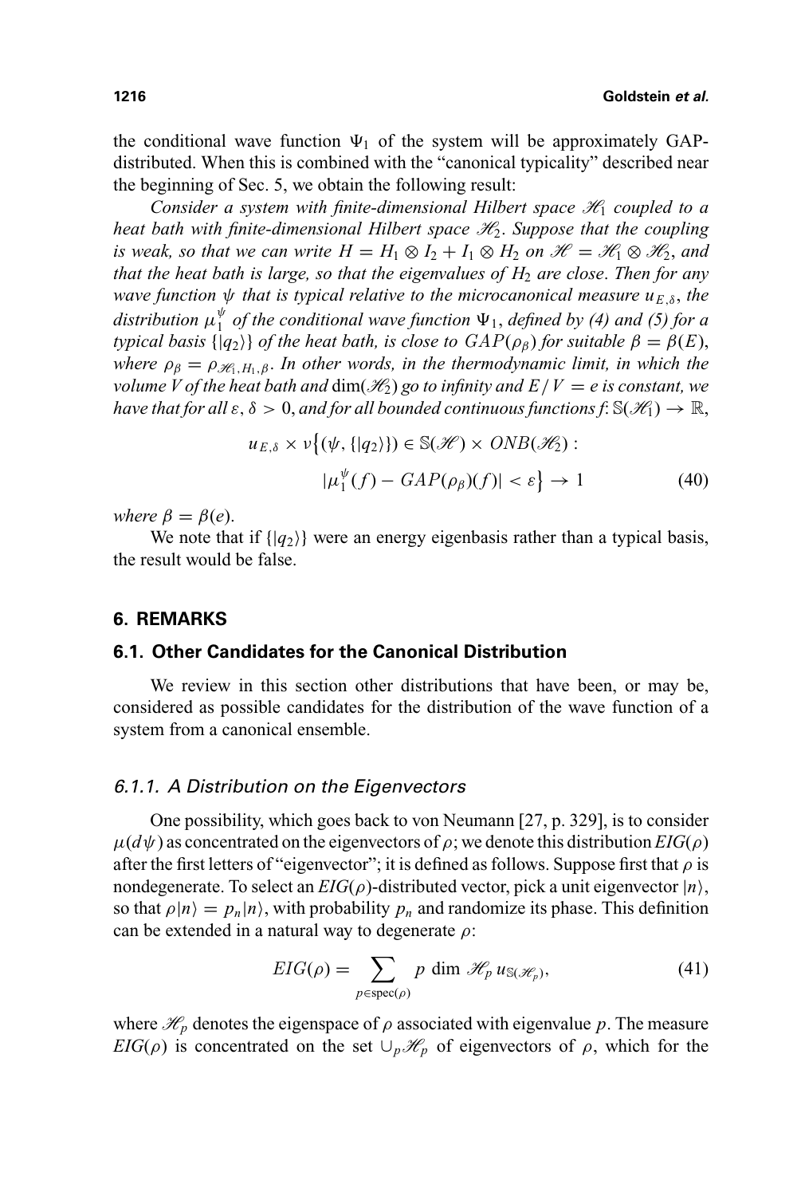the conditional wave function $\Psi_1$ of the system will be approximately GAP-distributed. When this is combined with the "canonical typicality" described near the beginning of Sec. 5, we obtain the following result:

*Consider a system with finite-dimensional Hilbert space $\mathscr{H}_1$ coupled to a heat bath with finite-dimensional Hilbert space $\mathscr{H}_2$. Suppose that the coupling is weak, so that we can write $H = H_1 \otimes I_2 + I_1 \otimes H_2$ on $\mathscr{H} = \mathscr{H}_1 \otimes \mathscr{H}_2$, and that the heat bath is large, so that the eigenvalues of $H_2$ are close. Then for any wave function $\psi$ that is typical relative to the microcanonical measure $u_{E,\delta}$, the distribution $\mu_1^{\psi}$ of the conditional wave function $\Psi_1$, defined by (4) and (5) for a typical basis $\{|q_2\rangle\}$ of the heat bath, is close to $GAP(\rho_\beta)$ for suitable $\beta = \beta(E)$, where $\rho_\beta = \rho_{\mathscr{H}_1, H_1, \beta}$. In other words, in the thermodynamic limit, in which the volume $V$ of the heat bath and $\dim(\mathscr{H}_2)$ go to infinity and $E/V = e$ is constant, we have that for all $\varepsilon, \delta > 0$, and for all bounded continuous functions $f\colon \mathbb{S}(\mathscr{H}_1) \to \mathbb{R}$,*

$$
u_{E,\delta} \times \nu\big\{(\psi, \{|q_2\rangle\}) \in \mathbb{S}(\mathscr{H}) \times ONB(\mathscr{H}_2) : |\mu_1^{\psi}(f) - GAP(\rho_\beta)(f)| < \varepsilon\big\} \to 1 \tag{40}
$$

*where $\beta = \beta(e)$.*

We note that if $\{|q_2\rangle\}$ were an energy eigenbasis rather than a typical basis, the result would be false.

## 6. REMARKS

### 6.1. Other Candidates for the Canonical Distribution

We review in this section other distributions that have been, or may be, considered as possible candidates for the distribution of the wave function of a system from a canonical ensemble.

#### *6.1.1. A Distribution on the Eigenvectors*

One possibility, which goes back to von Neumann [27, p. 329], is to consider $\mu(d\psi)$ as concentrated on the eigenvectors of $\rho$; we denote this distribution $EIG(\rho)$ after the first letters of "eigenvector"; it is defined as follows. Suppose first that $\rho$ is nondegenerate. To select an $EIG(\rho)$-distributed vector, pick a unit eigenvector $|n\rangle$, so that $\rho|n\rangle = p_n|n\rangle$, with probability $p_n$ and randomize its phase. This definition can be extended in a natural way to degenerate $\rho$:

$$
EIG(\rho) = \sum_{p \in \mathrm{spec}(\rho)} p \, \dim \mathscr{H}_p \, u_{\mathbb{S}(\mathscr{H}_p)}, \tag{41}
$$

where $\mathscr{H}_p$ denotes the eigenspace of $\rho$ associated with eigenvalue $p$. The measure $EIG(\rho)$ is concentrated on the set $\cup_p \mathscr{H}_p$ of eigenvectors of $\rho$, which for the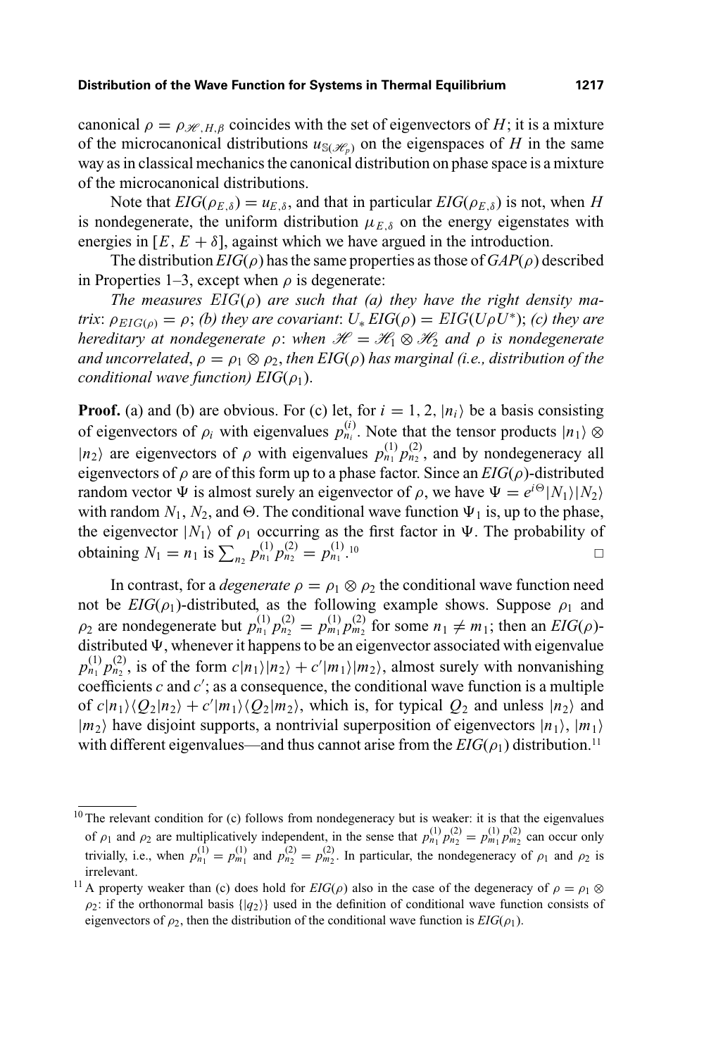canonical $\rho = \rho_{\mathscr{H},H,\beta}$ coincides with the set of eigenvectors of $H$; it is a mixture of the microcanonical distributions $u_{\mathbb{S}(\mathscr{H}_p)}$ on the eigenspaces of $H$ in the same way as in classical mechanics the canonical distribution on phase space is a mixture of the microcanonical distributions.

Note that $EIG(\rho_{E,\delta}) = u_{E,\delta}$, and that in particular $EIG(\rho_{E,\delta})$ is not, when $H$ is nondegenerate, the uniform distribution $\mu_{E,\delta}$ on the energy eigenstates with energies in $[E, E+\delta]$, against which we have argued in the introduction.

The distribution $EIG(\rho)$ has the same properties as those of $GAP(\rho)$ described in Properties 1–3, except when $\rho$ is degenerate:

*The measures $EIG(\rho)$ are such that (a) they have the right density matrix: $\rho_{EIG(\rho)} = \rho$; (b) they are covariant: $U_* \, EIG(\rho) = EIG(U\rho U^*)$; (c) they are hereditary at nondegenerate $\rho$: when $\mathscr{H} = \mathscr{H}_1 \otimes \mathscr{H}_2$ and $\rho$ is nondegenerate and uncorrelated, $\rho = \rho_1 \otimes \rho_2$, then $EIG(\rho)$ has marginal (i.e., distribution of the conditional wave function) $EIG(\rho_1)$.*

**Proof.** (a) and (b) are obvious. For (c) let, for $i = 1, 2$, $|n_i\rangle$ be a basis consisting of eigenvectors of $\rho_i$ with eigenvalues $p^{(i)}_{n_i}$. Note that the tensor products $|n_1\rangle \otimes |n_2\rangle$ are eigenvectors of $\rho$ with eigenvalues $p^{(1)}_{n_1} p^{(2)}_{n_2}$, and by nondegeneracy all eigenvectors of $\rho$ are of this form up to a phase factor. Since an $EIG(\rho)$-distributed random vector $\Psi$ is almost surely an eigenvector of $\rho$, we have $\Psi = e^{i\Theta}|N_1\rangle|N_2\rangle$ with random $N_1$, $N_2$, and $\Theta$. The conditional wave function $\Psi_1$ is, up to the phase, the eigenvector $|N_1\rangle$ of $\rho_1$ occurring as the first factor in $\Psi$. The probability of obtaining $N_1 = n_1$ is $\sum_{n_2} p^{(1)}_{n_1} p^{(2)}_{n_2} = p^{(1)}_{n_1}$.[10] □

In contrast, for a *degenerate* $\rho = \rho_1 \otimes \rho_2$ the conditional wave function need not be $EIG(\rho_1)$-distributed, as the following example shows. Suppose $\rho_1$ and $\rho_2$ are nondegenerate but $p^{(1)}_{n_1} p^{(2)}_{n_2} = p^{(1)}_{m_1} p^{(2)}_{m_2}$ for some $n_1 \neq m_1$; then an $EIG(\rho)$-distributed $\Psi$, whenever it happens to be an eigenvector associated with eigenvalue $p^{(1)}_{n_1} p^{(2)}_{n_2}$, is of the form $c|n_1\rangle|n_2\rangle + c'|m_1\rangle|m_2\rangle$, almost surely with nonvanishing coefficients $c$ and $c'$; as a consequence, the conditional wave function is a multiple of $c|n_1\rangle\langle Q_2|n_2\rangle + c'|m_1\rangle\langle Q_2|m_2\rangle$, which is, for typical $Q_2$ and unless $|n_2\rangle$ and $|m_2\rangle$ have disjoint supports, a nontrivial superposition of eigenvectors $|n_1\rangle$, $|m_1\rangle$ with different eigenvalues—and thus cannot arise from the $EIG(\rho_1)$ distribution.[11]

---

[10] The relevant condition for (c) follows from nondegeneracy but is weaker: it is that the eigenvalues of $\rho_1$ and $\rho_2$ are multiplicatively independent, in the sense that $p^{(1)}_{n_1} p^{(2)}_{n_2} = p^{(1)}_{m_1} p^{(2)}_{m_2}$ can occur only trivially, i.e., when $p^{(1)}_{n_1} = p^{(1)}_{m_1}$ and $p^{(2)}_{n_2} = p^{(2)}_{m_2}$. In particular, the nondegeneracy of $\rho_1$ and $\rho_2$ is irrelevant.

[11] A property weaker than (c) does hold for $EIG(\rho)$ also in the case of the degeneracy of $\rho = \rho_1 \otimes \rho_2$: if the orthonormal basis $\{|q_2\rangle\}$ used in the definition of conditional wave function consists of eigenvectors of $\rho_2$, then the distribution of the conditional wave function is $EIG(\rho_1)$.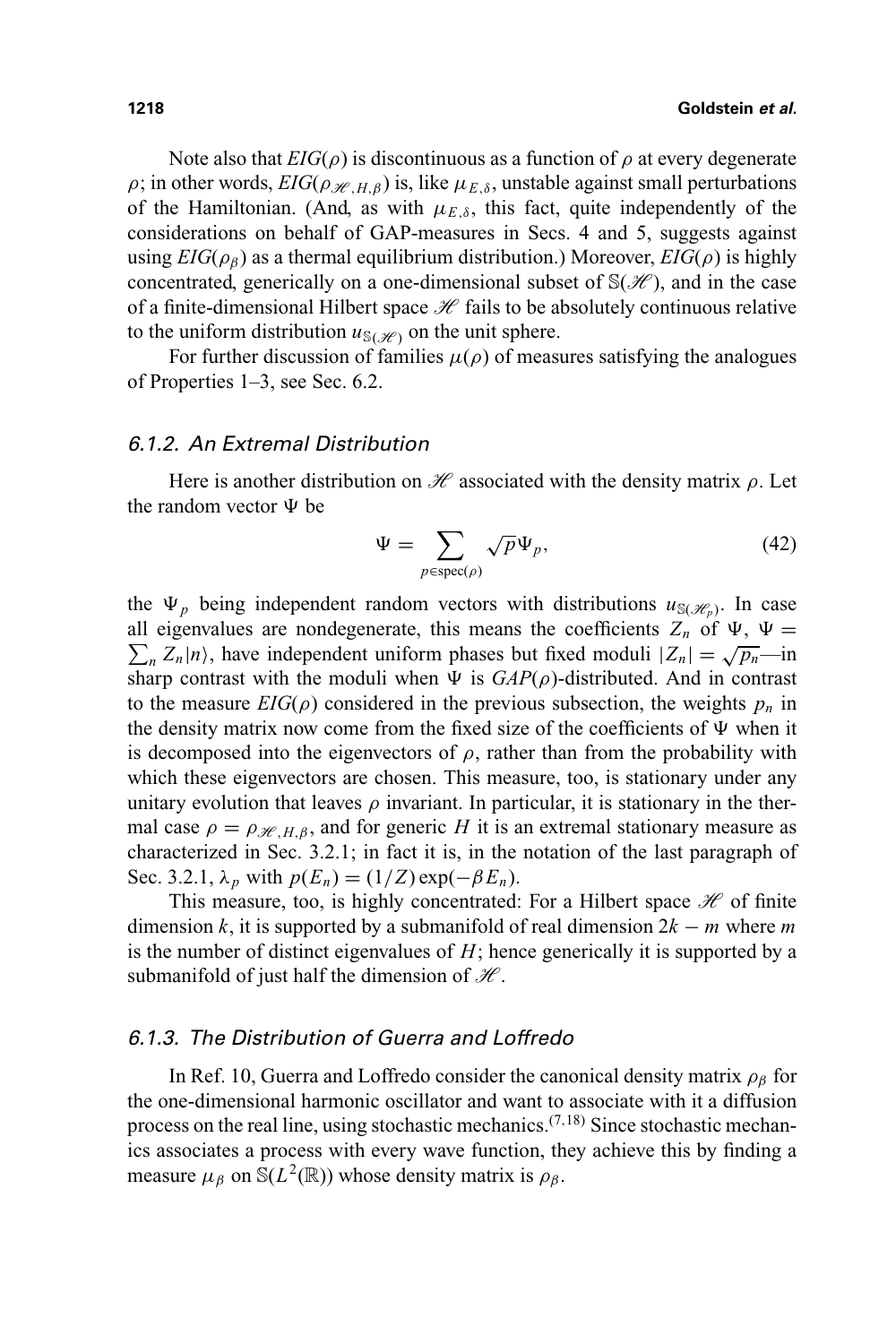Note also that $EIG(\rho)$ is discontinuous as a function of $\rho$ at every degenerate $\rho$; in other words, $EIG(\rho_{\mathscr{H},H,\beta})$ is, like $\mu_{E,\delta}$, unstable against small perturbations of the Hamiltonian. (And, as with $\mu_{E,\delta}$, this fact, quite independently of the considerations on behalf of GAP-measures in Secs. 4 and 5, suggests against using $EIG(\rho_\beta)$ as a thermal equilibrium distribution.) Moreover, $EIG(\rho)$ is highly concentrated, generically on a one-dimensional subset of $\mathbb{S}(\mathscr{H})$, and in the case of a finite-dimensional Hilbert space $\mathscr{H}$ fails to be absolutely continuous relative to the uniform distribution $u_{\mathbb{S}(\mathscr{H})}$ on the unit sphere.

For further discussion of families $\mu(\rho)$ of measures satisfying the analogues of Properties 1–3, see Sec. 6.2.

### 6.1.2. An Extremal Distribution

Here is another distribution on $\mathscr{H}$ associated with the density matrix $\rho$. Let the random vector $\Psi$ be

$$\Psi = \sum_{p \in \mathrm{spec}(\rho)} \sqrt{p}\,\Psi_p, \tag{42}$$

the $\Psi_p$ being independent random vectors with distributions $u_{\mathbb{S}(\mathscr{H}_p)}$. In case all eigenvalues are nondegenerate, this means the coefficients $Z_n$ of $\Psi$, $\Psi = \sum_n Z_n |n\rangle$, have independent uniform phases but fixed moduli $|Z_n| = \sqrt{p_n}$—in sharp contrast with the moduli when $\Psi$ is $GAP(\rho)$-distributed. And in contrast to the measure $EIG(\rho)$ considered in the previous subsection, the weights $p_n$ in the density matrix now come from the fixed size of the coefficients of $\Psi$ when it is decomposed into the eigenvectors of $\rho$, rather than from the probability with which these eigenvectors are chosen. This measure, too, is stationary under any unitary evolution that leaves $\rho$ invariant. In particular, it is stationary in the thermal case $\rho = \rho_{\mathscr{H},H,\beta}$, and for generic $H$ it is an extremal stationary measure as characterized in Sec. 3.2.1; in fact it is, in the notation of the last paragraph of Sec. 3.2.1, $\lambda_p$ with $p(E_n) = (1/Z)\exp(-\beta E_n)$.

This measure, too, is highly concentrated: For a Hilbert space $\mathscr{H}$ of finite dimension $k$, it is supported by a submanifold of real dimension $2k - m$ where $m$ is the number of distinct eigenvalues of $H$; hence generically it is supported by a submanifold of just half the dimension of $\mathscr{H}$.

### 6.1.3. The Distribution of Guerra and Loffredo

In Ref. 10, Guerra and Loffredo consider the canonical density matrix $\rho_\beta$ for the one-dimensional harmonic oscillator and want to associate with it a diffusion process on the real line, using stochastic mechanics.[7,18] Since stochastic mechanics associates a process with every wave function, they achieve this by finding a measure $\mu_\beta$ on $\mathbb{S}(L^2(\mathbb{R}))$ whose density matrix is $\rho_\beta$.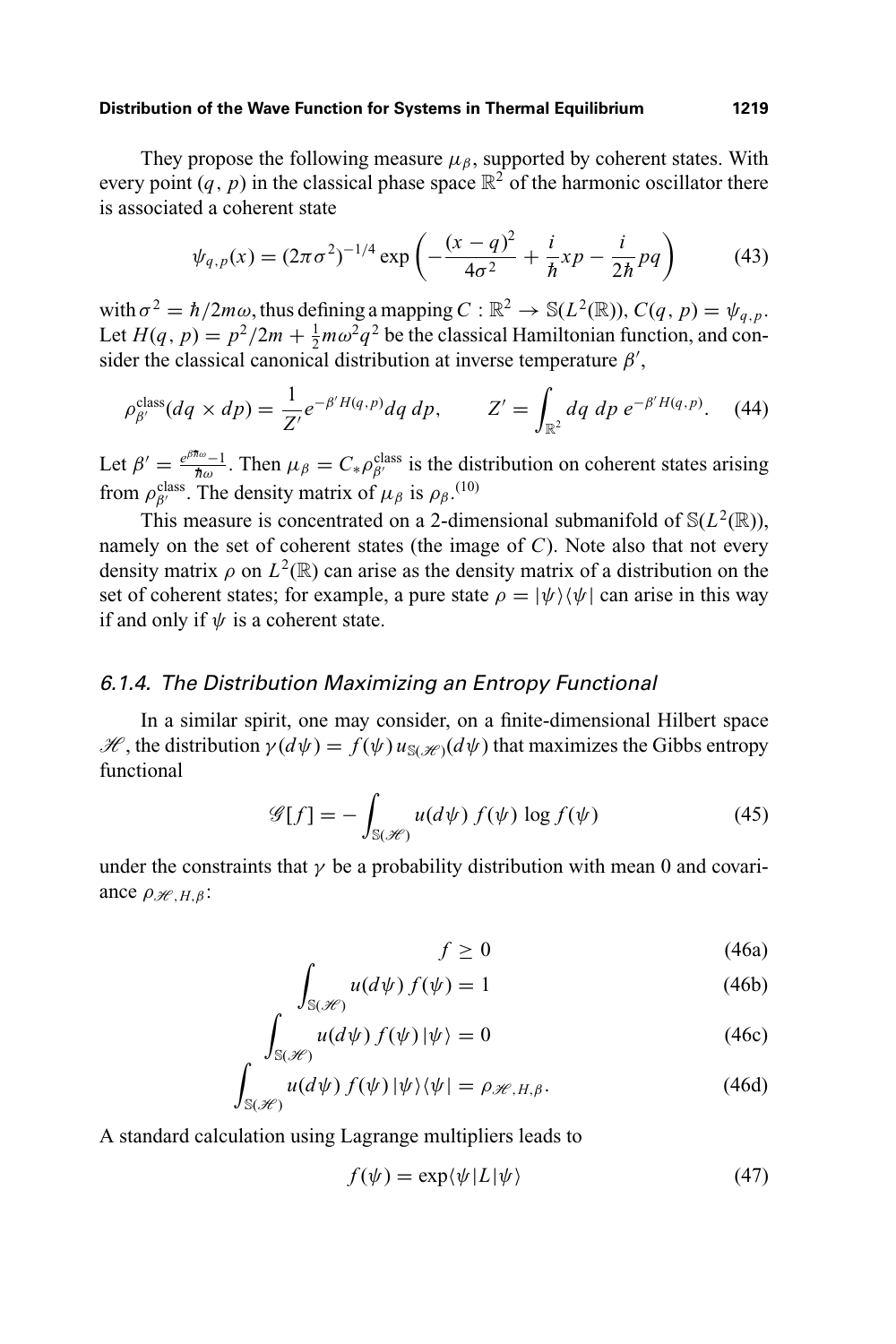They propose the following measure $\mu_\beta$, supported by coherent states. With every point $(q, p)$ in the classical phase space $\mathbb{R}^2$ of the harmonic oscillator there is associated a coherent state

$$\psi_{q,p}(x) = (2\pi\sigma^2)^{-1/4} \exp\left( -\frac{(x-q)^2}{4\sigma^2} + \frac{i}{\hbar} xp - \frac{i}{2\hbar} pq \right) \tag{43}$$

with $\sigma^2 = \hbar/2m\omega$, thus defining a mapping $C : \mathbb{R}^2 \to \mathbb{S}(L^2(\mathbb{R}))$, $C(q, p) = \psi_{q,p}$. Let $H(q, p) = p^2/2m + \frac{1}{2}m\omega^2 q^2$ be the classical Hamiltonian function, and consider the classical canonical distribution at inverse temperature $\beta'$,

$$\rho^{\text{class}}_{\beta'}(dq \times dp) = \frac{1}{Z'} e^{-\beta' H(q,p)} dq\, dp, \qquad Z' = \int_{\mathbb{R}^2} dq\, dp\, e^{-\beta' H(q,p)}. \tag{44}$$

Let $\beta' = \frac{e^{\beta\hbar\omega}-1}{\hbar\omega}$. Then $\mu_\beta = C_* \rho^{\text{class}}_{\beta'}$ is the distribution on coherent states arising from $\rho^{\text{class}}_{\beta'}$. The density matrix of $\mu_\beta$ is $\rho_\beta$.[10]

This measure is concentrated on a 2-dimensional submanifold of $\mathbb{S}(L^2(\mathbb{R}))$, namely on the set of coherent states (the image of $C$). Note also that not every density matrix $\rho$ on $L^2(\mathbb{R})$ can arise as the density matrix of a distribution on the set of coherent states; for example, a pure state $\rho = |\psi\rangle\langle\psi|$ can arise in this way if and only if $\psi$ is a coherent state.

### *6.1.4. The Distribution Maximizing an Entropy Functional*

In a similar spirit, one may consider, on a finite-dimensional Hilbert space $\mathscr{H}$, the distribution $\gamma(d\psi) = f(\psi)\, u_{\mathbb{S}(\mathscr{H})}(d\psi)$ that maximizes the Gibbs entropy functional

$$\mathscr{G}[f] = -\int_{\mathbb{S}(\mathscr{H})} u(d\psi)\, f(\psi) \log f(\psi) \tag{45}$$

under the constraints that $\gamma$ be a probability distribution with mean 0 and covariance $\rho_{\mathscr{H},H,\beta}$:

$$f \geq 0 \tag{46a}$$

$$\int_{\mathbb{S}(\mathscr{H})} u(d\psi)\, f(\psi) = 1 \tag{46b}$$

$$\int_{\mathbb{S}(\mathscr{H})} u(d\psi)\, f(\psi)\, |\psi\rangle = 0 \tag{46c}$$

$$\int_{\mathbb{S}(\mathscr{H})} u(d\psi)\, f(\psi)\, |\psi\rangle\langle\psi| = \rho_{\mathscr{H},H,\beta}. \tag{46d}$$

A standard calculation using Lagrange multipliers leads to

$$f(\psi) = \exp\langle\psi|L|\psi\rangle \tag{47}$$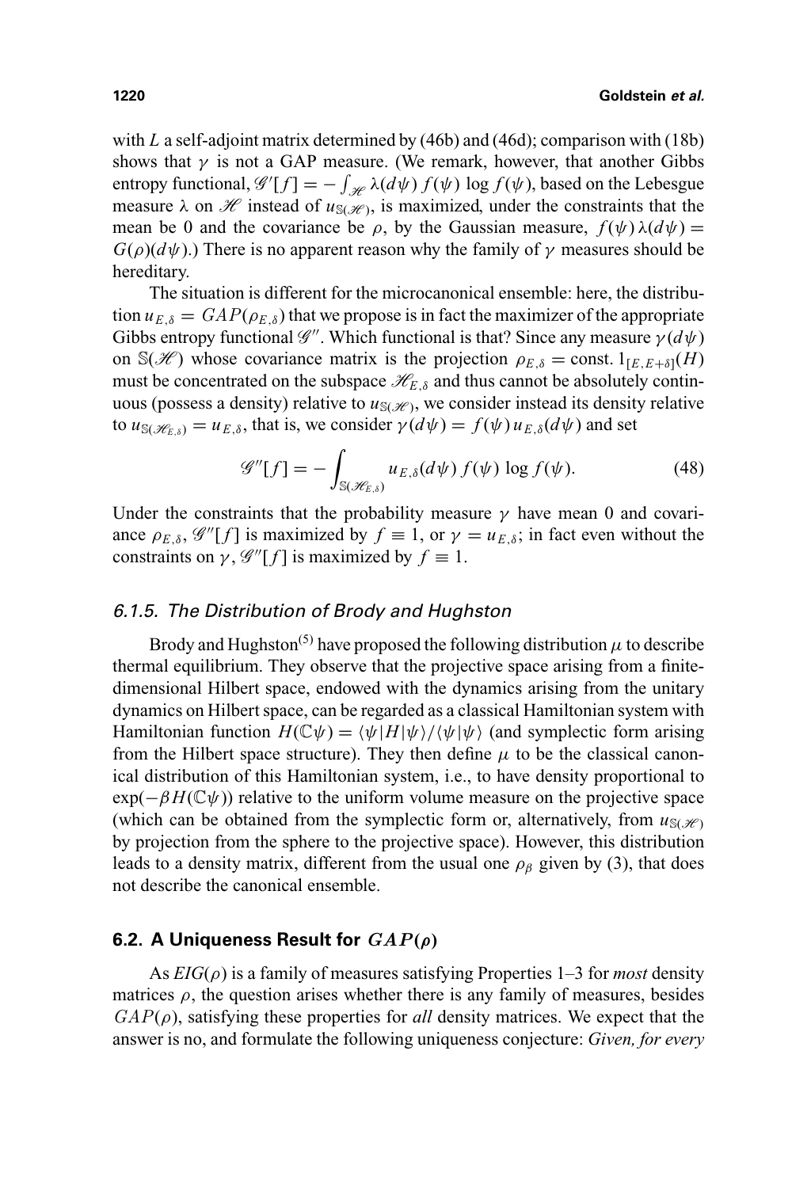with $L$ a self-adjoint matrix determined by (46b) and (46d); comparison with (18b) shows that $\gamma$ is not a GAP measure. (We remark, however, that another Gibbs entropy functional, $\mathscr{G}'[f] = -\int_{\mathscr{H}} \lambda(d\psi)\, f(\psi)\, \log f(\psi)$, based on the Lebesgue measure $\lambda$ on $\mathscr{H}$ instead of $u_{\mathbb{S}(\mathscr{H})}$, is maximized, under the constraints that the mean be 0 and the covariance be $\rho$, by the Gaussian measure, $f(\psi)\,\lambda(d\psi) = G(\rho)(d\psi)$.) There is no apparent reason why the family of $\gamma$ measures should be hereditary.

The situation is different for the microcanonical ensemble: here, the distribution $u_{E,\delta} = GAP(\rho_{E,\delta})$ that we propose is in fact the maximizer of the appropriate Gibbs entropy functional $\mathscr{G}''$. Which functional is that? Since any measure $\gamma(d\psi)$ on $\mathbb{S}(\mathscr{H})$ whose covariance matrix is the projection $\rho_{E,\delta} = \text{const.}\, 1_{[E,E+\delta]}(H)$ must be concentrated on the subspace $\mathscr{H}_{E,\delta}$ and thus cannot be absolutely continuous (possess a density) relative to $u_{\mathbb{S}(\mathscr{H})}$, we consider instead its density relative to $u_{\mathbb{S}(\mathscr{H}_{E,\delta})} = u_{E,\delta}$, that is, we consider $\gamma(d\psi) = f(\psi)\, u_{E,\delta}(d\psi)$ and set

$$\mathscr{G}''[f] = -\int_{\mathbb{S}(\mathscr{H}_{E,\delta})} u_{E,\delta}(d\psi)\, f(\psi)\, \log f(\psi). \tag{48}$$

Under the constraints that the probability measure $\gamma$ have mean 0 and covariance $\rho_{E,\delta}$, $\mathscr{G}''[f]$ is maximized by $f \equiv 1$, or $\gamma = u_{E,\delta}$; in fact even without the constraints on $\gamma$, $\mathscr{G}''[f]$ is maximized by $f \equiv 1$.

### *6.1.5. The Distribution of Brody and Hughston*

Brody and Hughston[5] have proposed the following distribution $\mu$ to describe thermal equilibrium. They observe that the projective space arising from a finite-dimensional Hilbert space, endowed with the dynamics arising from the unitary dynamics on Hilbert space, can be regarded as a classical Hamiltonian system with Hamiltonian function $H(\mathbb{C}\psi) = \langle\psi|H|\psi\rangle/\langle\psi|\psi\rangle$ (and symplectic form arising from the Hilbert space structure). They then define $\mu$ to be the classical canonical distribution of this Hamiltonian system, i.e., to have density proportional to $\exp(-\beta H(\mathbb{C}\psi))$ relative to the uniform volume measure on the projective space (which can be obtained from the symplectic form or, alternatively, from $u_{\mathbb{S}(\mathscr{H})}$ by projection from the sphere to the projective space). However, this distribution leads to a density matrix, different from the usual one $\rho_\beta$ given by (3), that does not describe the canonical ensemble.

## 6.2. A Uniqueness Result for $GAP(\rho)$

As $EIG(\rho)$ is a family of measures satisfying Properties 1–3 for *most* density matrices $\rho$, the question arises whether there is any family of measures, besides $GAP(\rho)$, satisfying these properties for *all* density matrices. We expect that the answer is no, and formulate the following uniqueness conjecture: *Given, for every*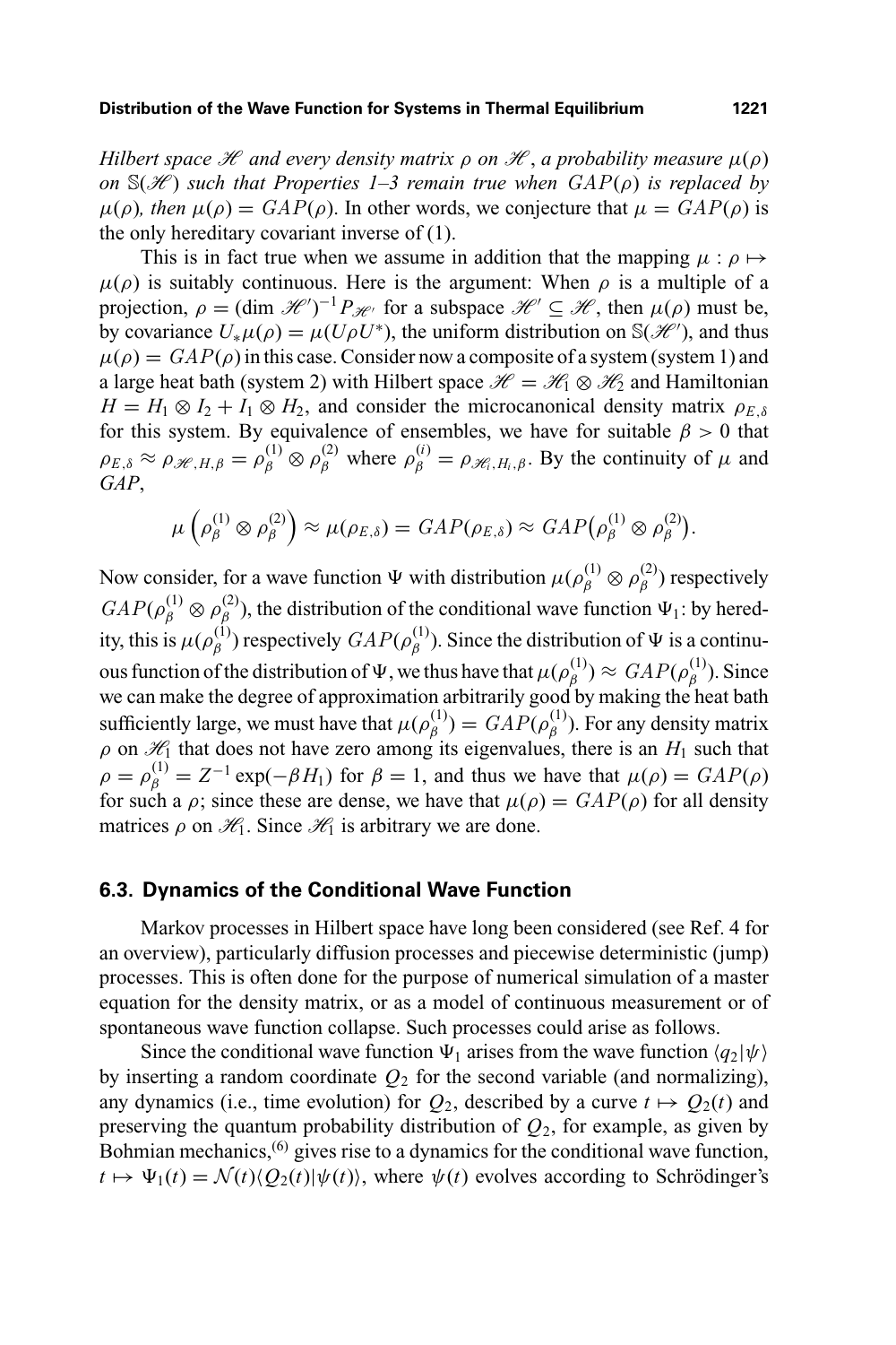*Hilbert space $\mathscr{H}$ and every density matrix $\rho$ on $\mathscr{H}$, a probability measure $\mu(\rho)$ on $\mathbb{S}(\mathscr{H})$ such that Properties 1–3 remain true when $GAP(\rho)$ is replaced by $\mu(\rho)$, then $\mu(\rho) = GAP(\rho)$.* In other words, we conjecture that $\mu = GAP(\rho)$ is the only hereditary covariant inverse of (1).

This is in fact true when we assume in addition that the mapping $\mu : \rho \mapsto \mu(\rho)$ is suitably continuous. Here is the argument: When $\rho$ is a multiple of a projection, $\rho = (\dim \mathscr{H}')^{-1} P_{\mathscr{H}'}$ for a subspace $\mathscr{H}' \subseteq \mathscr{H}$, then $\mu(\rho)$ must be, by covariance $U_*\mu(\rho) = \mu(U\rho U^*)$, the uniform distribution on $\mathbb{S}(\mathscr{H}')$, and thus $\mu(\rho) = GAP(\rho)$ in this case. Consider now a composite of a system (system 1) and a large heat bath (system 2) with Hilbert space $\mathscr{H} = \mathscr{H}_1 \otimes \mathscr{H}_2$ and Hamiltonian $H = H_1 \otimes I_2 + I_1 \otimes H_2$, and consider the microcanonical density matrix $\rho_{E,\delta}$ for this system. By equivalence of ensembles, we have for suitable $\beta > 0$ that $\rho_{E,\delta} \approx \rho_{\mathscr{H},H,\beta} = \rho_\beta^{(1)} \otimes \rho_\beta^{(2)}$ where $\rho_\beta^{(i)} = \rho_{\mathscr{H}_i,H_i,\beta}$. By the continuity of $\mu$ and *GAP*,

$$\mu\left(\rho_\beta^{(1)} \otimes \rho_\beta^{(2)}\right) \approx \mu(\rho_{E,\delta}) = GAP(\rho_{E,\delta}) \approx GAP\big(\rho_\beta^{(1)} \otimes \rho_\beta^{(2)}\big).$$

Now consider, for a wave function $\Psi$ with distribution $\mu(\rho_\beta^{(1)} \otimes \rho_\beta^{(2)})$ respectively $GAP(\rho_\beta^{(1)} \otimes \rho_\beta^{(2)})$, the distribution of the conditional wave function $\Psi_1$: by heredity, this is $\mu(\rho_\beta^{(1)})$ respectively $GAP(\rho_\beta^{(1)})$. Since the distribution of $\Psi$ is a continuous function of the distribution of $\Psi$, we thus have that $\mu(\rho_\beta^{(1)}) \approx GAP(\rho_\beta^{(1)})$. Since we can make the degree of approximation arbitrarily good by making the heat bath sufficiently large, we must have that $\mu(\rho_\beta^{(1)}) = GAP(\rho_\beta^{(1)})$. For any density matrix $\rho$ on $\mathscr{H}_1$ that does not have zero among its eigenvalues, there is an $H_1$ such that $\rho = \rho_\beta^{(1)} = Z^{-1}\exp(-\beta H_1)$ for $\beta = 1$, and thus we have that $\mu(\rho) = GAP(\rho)$ for such a $\rho$; since these are dense, we have that $\mu(\rho) = GAP(\rho)$ for all density matrices $\rho$ on $\mathscr{H}_1$. Since $\mathscr{H}_1$ is arbitrary we are done.

### 6.3. Dynamics of the Conditional Wave Function

Markov processes in Hilbert space have long been considered (see Ref. 4 for an overview), particularly diffusion processes and piecewise deterministic (jump) processes. This is often done for the purpose of numerical simulation of a master equation for the density matrix, or as a model of continuous measurement or of spontaneous wave function collapse. Such processes could arise as follows.

Since the conditional wave function $\Psi_1$ arises from the wave function $\langle q_2|\psi\rangle$ by inserting a random coordinate $Q_2$ for the second variable (and normalizing), any dynamics (i.e., time evolution) for $Q_2$, described by a curve $t \mapsto Q_2(t)$ and preserving the quantum probability distribution of $Q_2$, for example, as given by Bohmian mechanics,[6] gives rise to a dynamics for the conditional wave function, $t \mapsto \Psi_1(t) = \mathcal{N}(t)\langle Q_2(t)|\psi(t)\rangle$, where $\psi(t)$ evolves according to Schrödinger's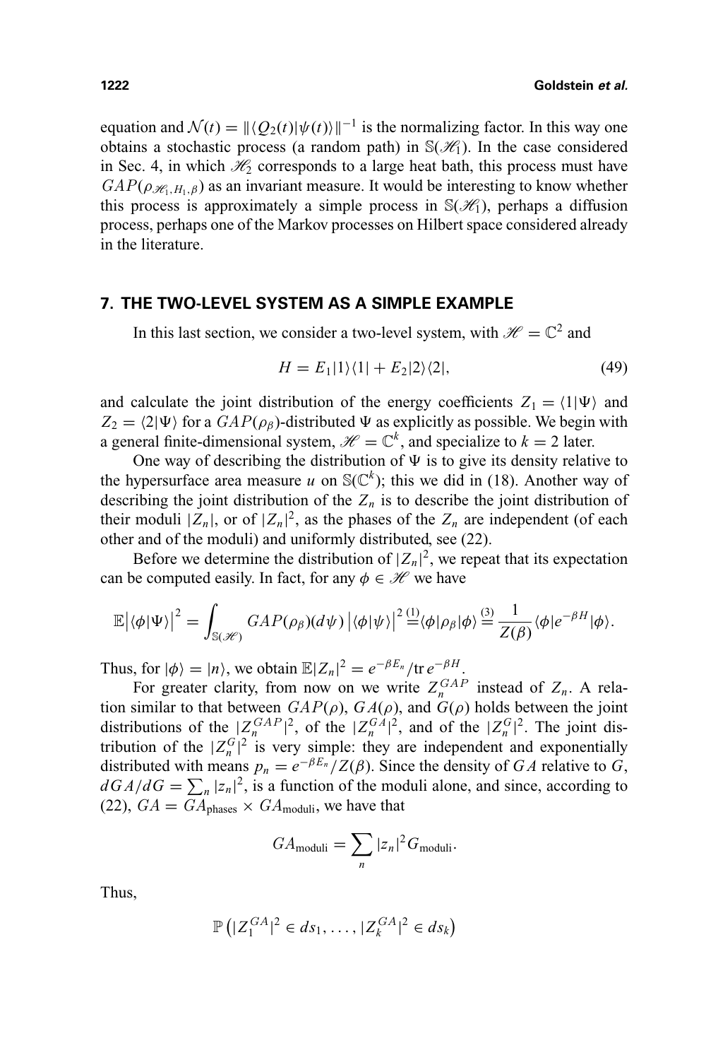equation and $\mathcal{N}(t) = \|\langle Q_2(t)|\psi(t)\rangle\|^{-1}$ is the normalizing factor. In this way one obtains a stochastic process (a random path) in $\mathbb{S}(\mathscr{H}_1)$. In the case considered in Sec. 4, in which $\mathscr{H}_2$ corresponds to a large heat bath, this process must have $GAP(\rho_{\mathscr{H}_1,H_1,\beta})$ as an invariant measure. It would be interesting to know whether this process is approximately a simple process in $\mathbb{S}(\mathscr{H}_1)$, perhaps a diffusion process, perhaps one of the Markov processes on Hilbert space considered already in the literature.

## 7. THE TWO-LEVEL SYSTEM AS A SIMPLE EXAMPLE

In this last section, we consider a two-level system, with $\mathscr{H} = \mathbb{C}^2$ and

$$H = E_1|1\rangle\langle 1| + E_2|2\rangle\langle 2|, \tag{49}$$

and calculate the joint distribution of the energy coefficients $Z_1 = \langle 1|\Psi\rangle$ and $Z_2 = \langle 2|\Psi\rangle$ for a $GAP(\rho_\beta)$-distributed $\Psi$ as explicitly as possible. We begin with a general finite-dimensional system, $\mathscr{H} = \mathbb{C}^k$, and specialize to $k = 2$ later.

One way of describing the distribution of $\Psi$ is to give its density relative to the hypersurface area measure $u$ on $\mathbb{S}(\mathbb{C}^k)$; this we did in (18). Another way of describing the joint distribution of the $Z_n$ is to describe the joint distribution of their moduli $|Z_n|$, or of $|Z_n|^2$, as the phases of the $Z_n$ are independent (of each other and of the moduli) and uniformly distributed, see (22).

Before we determine the distribution of $|Z_n|^2$, we repeat that its expectation can be computed easily. In fact, for any $\phi \in \mathscr{H}$ we have

$$\mathbb{E}\big|\langle\phi|\Psi\rangle\big|^2 = \int_{\mathbb{S}(\mathscr{H})} GAP(\rho_\beta)(d\psi)\,\big|\langle\phi|\psi\rangle\big|^2 \overset{(1)}{=} \langle\phi|\rho_\beta|\phi\rangle \overset{(3)}{=} \frac{1}{Z(\beta)}\langle\phi|e^{-\beta H}|\phi\rangle.$$

Thus, for $|\phi\rangle = |n\rangle$, we obtain $\mathbb{E}|Z_n|^2 = e^{-\beta E_n}/\mathrm{tr}\, e^{-\beta H}$.

For greater clarity, from now on we write $Z_n^{GAP}$ instead of $Z_n$. A relation similar to that between $GAP(\rho)$, $GA(\rho)$, and $G(\rho)$ holds between the joint distributions of the $|Z_n^{GAP}|^2$, of the $|Z_n^{GA}|^2$, and of the $|Z_n^{G}|^2$. The joint distribution of the $|Z_n^G|^2$ is very simple: they are independent and exponentially distributed with means $p_n = e^{-\beta E_n}/Z(\beta)$. Since the density of $GA$ relative to $G$, $dGA/dG = \sum_n |z_n|^2$, is a function of the moduli alone, and since, according to (22), $GA = GA_{\text{phases}} \times GA_{\text{moduli}}$, we have that

$$GA_{\text{moduli}} = \sum_n |z_n|^2 G_{\text{moduli}}.$$

Thus,

$$\mathbb{P}\left(|Z_1^{GA}|^2 \in ds_1, \ldots, |Z_k^{GA}|^2 \in ds_k\right)$$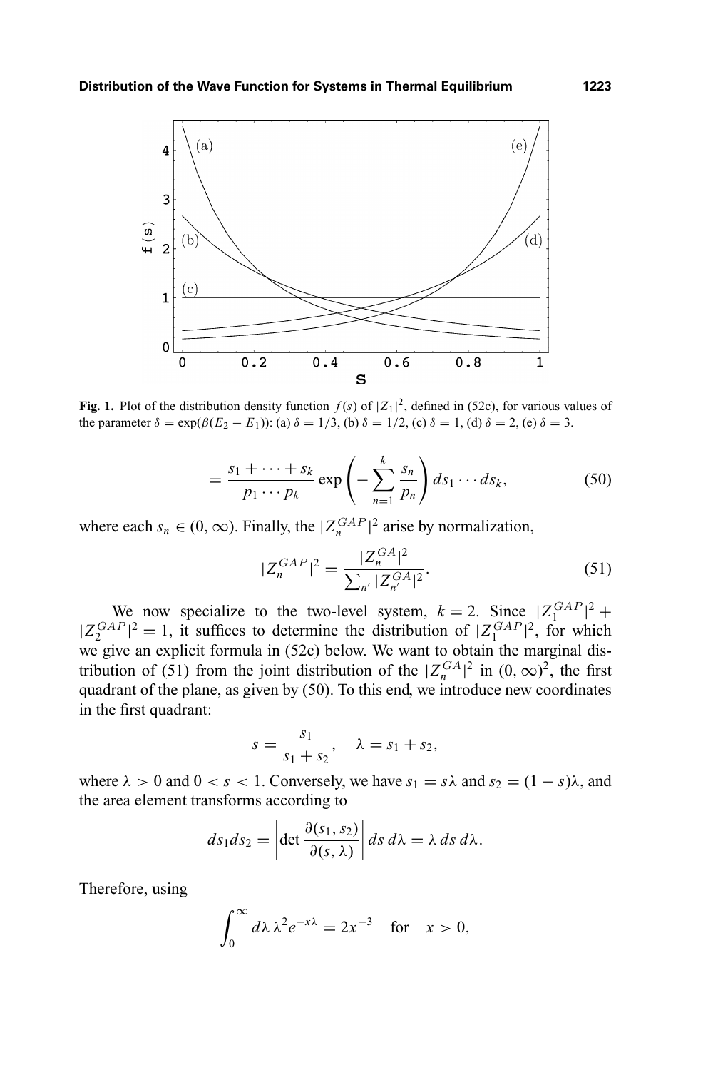**Fig. 1.** Plot of the distribution density function $f(s)$ of $|Z_1|^2$, defined in (52c), for various values of the parameter $\delta = \exp(\beta(E_2 - E_1))$: (a) $\delta = 1/3$, (b) $\delta = 1/2$, (c) $\delta = 1$, (d) $\delta = 2$, (e) $\delta = 3$.

$$= \frac{s_1 + \cdots + s_k}{p_1 \cdots p_k} \exp\left(-\sum_{n=1}^{k} \frac{s_n}{p_n}\right) ds_1 \cdots ds_k, \tag{50}$$

where each $s_n \in (0, \infty)$. Finally, the $|Z_n^{GAP}|^2$ arise by normalization,

$$|Z_n^{GAP}|^2 = \frac{|Z_n^{GA}|^2}{\sum_{n'} |Z_{n'}^{GA}|^2}. \tag{51}$$

We now specialize to the two-level system, $k = 2$. Since $|Z_1^{GAP}|^2 + |Z_2^{GAP}|^2 = 1$, it suffices to determine the distribution of $|Z_1^{GAP}|^2$, for which we give an explicit formula in (52c) below. We want to obtain the marginal distribution of (51) from the joint distribution of the $|Z_n^{GA}|^2$ in $(0, \infty)^2$, the first quadrant of the plane, as given by (50). To this end, we introduce new coordinates in the first quadrant:

$$s = \frac{s_1}{s_1 + s_2}, \quad \lambda = s_1 + s_2,$$

where $\lambda > 0$ and $0 < s < 1$. Conversely, we have $s_1 = s\lambda$ and $s_2 = (1 - s)\lambda$, and the area element transforms according to

$$ds_1 ds_2 = \left|\det \frac{\partial(s_1, s_2)}{\partial(s, \lambda)}\right| ds\, d\lambda = \lambda\, ds\, d\lambda.$$

Therefore, using

$$\int_0^\infty d\lambda\, \lambda^2 e^{-x\lambda} = 2x^{-3} \quad \text{for} \quad x > 0,$$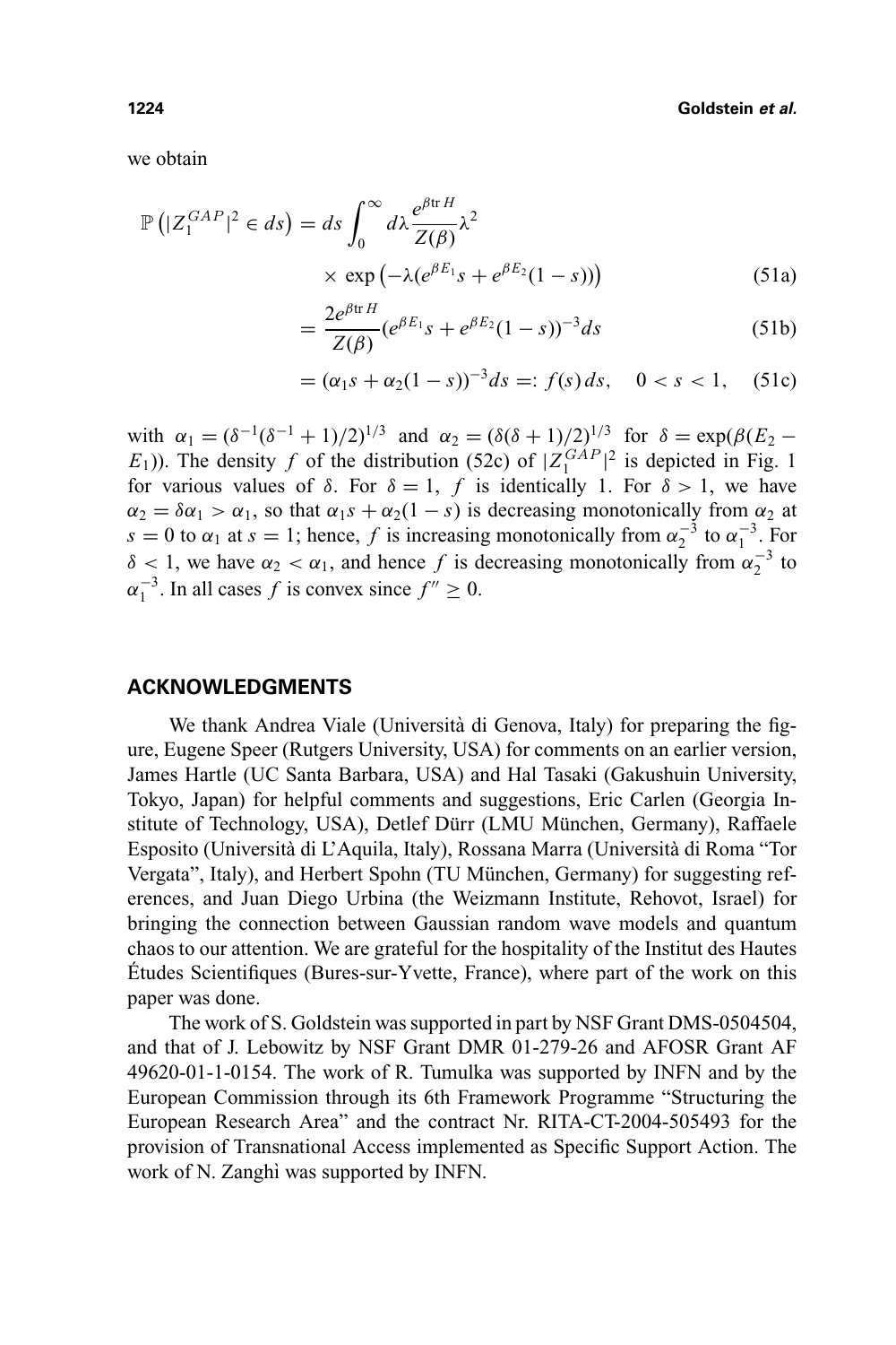we obtain

$$
\begin{aligned}
\mathbb{P}\left(|Z_1^{GAP}|^2 \in ds\right) &= ds \int_0^\infty d\lambda \frac{e^{\beta \operatorname{tr} H}}{Z(\beta)} \lambda^2 \\
&\quad \times \exp\left(-\lambda(e^{\beta E_1} s + e^{\beta E_2}(1-s))\right) && \text{(51a)} \\
&= \frac{2e^{\beta \operatorname{tr} H}}{Z(\beta)} (e^{\beta E_1} s + e^{\beta E_2}(1-s))^{-3} ds && \text{(51b)} \\
&= (\alpha_1 s + \alpha_2(1-s))^{-3} ds =: f(s)\, ds, \quad 0 < s < 1, && \text{(51c)}
\end{aligned}
$$

with $\alpha_1 = (\delta^{-1}(\delta^{-1}+1)/2)^{1/3}$ and $\alpha_2 = (\delta(\delta+1)/2)^{1/3}$ for $\delta = \exp(\beta(E_2 - E_1))$. The density $f$ of the distribution (52c) of $|Z_1^{GAP}|^2$ is depicted in Fig. 1 for various values of $\delta$. For $\delta = 1$, $f$ is identically 1. For $\delta > 1$, we have $\alpha_2 = \delta\alpha_1 > \alpha_1$, so that $\alpha_1 s + \alpha_2(1-s)$ is decreasing monotonically from $\alpha_2$ at $s = 0$ to $\alpha_1$ at $s = 1$; hence, $f$ is increasing monotonically from $\alpha_2^{-3}$ to $\alpha_1^{-3}$. For $\delta < 1$, we have $\alpha_2 < \alpha_1$, and hence $f$ is decreasing monotonically from $\alpha_2^{-3}$ to $\alpha_1^{-3}$. In all cases $f$ is convex since $f'' \geq 0$.

## ACKNOWLEDGMENTS

We thank Andrea Viale (Università di Genova, Italy) for preparing the figure, Eugene Speer (Rutgers University, USA) for comments on an earlier version, James Hartle (UC Santa Barbara, USA) and Hal Tasaki (Gakushuin University, Tokyo, Japan) for helpful comments and suggestions, Eric Carlen (Georgia Institute of Technology, USA), Detlef Dürr (LMU München, Germany), Raffaele Esposito (Università di L'Aquila, Italy), Rossana Marra (Università di Roma "Tor Vergata", Italy), and Herbert Spohn (TU München, Germany) for suggesting references, and Juan Diego Urbina (the Weizmann Institute, Rehovot, Israel) for bringing the connection between Gaussian random wave models and quantum chaos to our attention. We are grateful for the hospitality of the Institut des Hautes Études Scientifiques (Bures-sur-Yvette, France), where part of the work on this paper was done.

The work of S. Goldstein was supported in part by NSF Grant DMS-0504504, and that of J. Lebowitz by NSF Grant DMR 01-279-26 and AFOSR Grant AF 49620-01-1-0154. The work of R. Tumulka was supported by INFN and by the European Commission through its 6th Framework Programme "Structuring the European Research Area" and the contract Nr. RITA-CT-2004-505493 for the provision of Transnational Access implemented as Specific Support Action. The work of N. Zanghì was supported by INFN.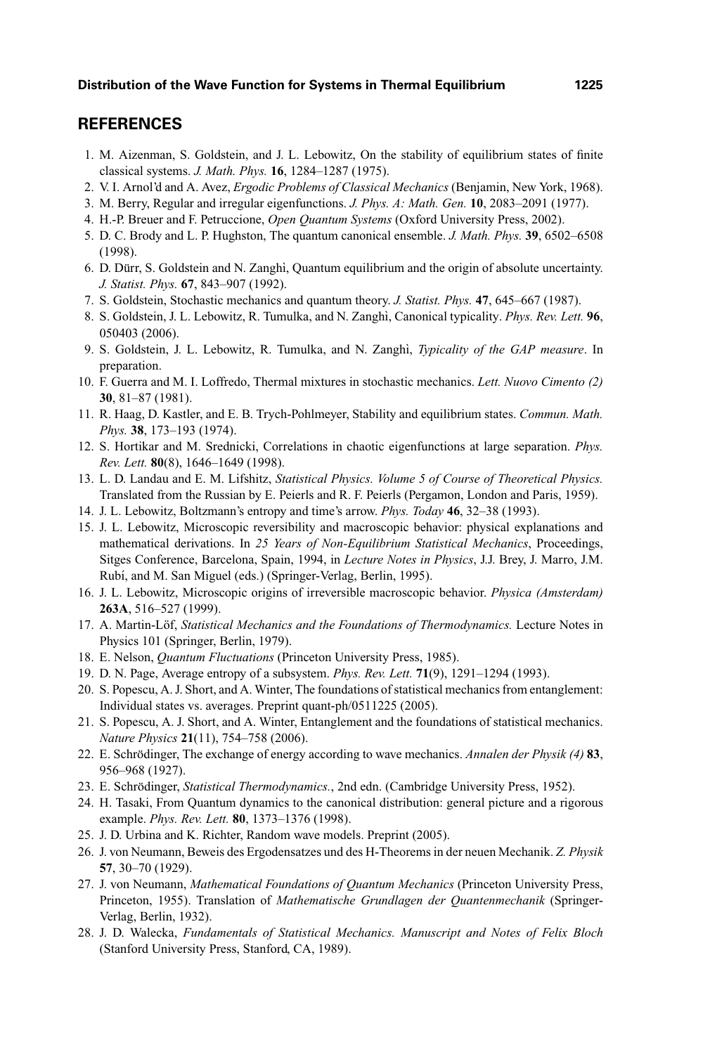## REFERENCES

1. M. Aizenman, S. Goldstein, and J. L. Lebowitz, On the stability of equilibrium states of finite classical systems. *J. Math. Phys.* **16**, 1284–1287 (1975).
2. V. I. Arnol'd and A. Avez, *Ergodic Problems of Classical Mechanics* (Benjamin, New York, 1968).
3. M. Berry, Regular and irregular eigenfunctions. *J. Phys. A: Math. Gen.* **10**, 2083–2091 (1977).
4. H.-P. Breuer and F. Petruccione, *Open Quantum Systems* (Oxford University Press, 2002).
5. D. C. Brody and L. P. Hughston, The quantum canonical ensemble. *J. Math. Phys.* **39**, 6502–6508 (1998).
6. D. Dürr, S. Goldstein and N. Zanghì, Quantum equilibrium and the origin of absolute uncertainty. *J. Statist. Phys.* **67**, 843–907 (1992).
7. S. Goldstein, Stochastic mechanics and quantum theory. *J. Statist. Phys.* **47**, 645–667 (1987).
8. S. Goldstein, J. L. Lebowitz, R. Tumulka, and N. Zanghì, Canonical typicality. *Phys. Rev. Lett.* **96**, 050403 (2006).
9. S. Goldstein, J. L. Lebowitz, R. Tumulka, and N. Zanghì, *Typicality of the GAP measure*. In preparation.
10. F. Guerra and M. I. Loffredo, Thermal mixtures in stochastic mechanics. *Lett. Nuovo Cimento (2)* **30**, 81–87 (1981).
11. R. Haag, D. Kastler, and E. B. Trych-Pohlmeyer, Stability and equilibrium states. *Commun. Math. Phys.* **38**, 173–193 (1974).
12. S. Hortikar and M. Srednicki, Correlations in chaotic eigenfunctions at large separation. *Phys. Rev. Lett.* **80**(8), 1646–1649 (1998).
13. L. D. Landau and E. M. Lifshitz, *Statistical Physics. Volume 5 of Course of Theoretical Physics.* Translated from the Russian by E. Peierls and R. F. Peierls (Pergamon, London and Paris, 1959).
14. J. L. Lebowitz, Boltzmann's entropy and time's arrow. *Phys. Today* **46**, 32–38 (1993).
15. J. L. Lebowitz, Microscopic reversibility and macroscopic behavior: physical explanations and mathematical derivations. In *25 Years of Non-Equilibrium Statistical Mechanics*, Proceedings, Sitges Conference, Barcelona, Spain, 1994, in *Lecture Notes in Physics*, J.J. Brey, J. Marro, J.M. Rubí, and M. San Miguel (eds.) (Springer-Verlag, Berlin, 1995).
16. J. L. Lebowitz, Microscopic origins of irreversible macroscopic behavior. *Physica (Amsterdam)* **263A**, 516–527 (1999).
17. A. Martin-Löf, *Statistical Mechanics and the Foundations of Thermodynamics.* Lecture Notes in Physics 101 (Springer, Berlin, 1979).
18. E. Nelson, *Quantum Fluctuations* (Princeton University Press, 1985).
19. D. N. Page, Average entropy of a subsystem. *Phys. Rev. Lett.* **71**(9), 1291–1294 (1993).
20. S. Popescu, A. J. Short, and A. Winter, The foundations of statistical mechanics from entanglement: Individual states vs. averages. Preprint quant-ph/0511225 (2005).
21. S. Popescu, A. J. Short, and A. Winter, Entanglement and the foundations of statistical mechanics. *Nature Physics* **21**(11), 754–758 (2006).
22. E. Schrödinger, The exchange of energy according to wave mechanics. *Annalen der Physik (4)* **83**, 956–968 (1927).
23. E. Schrödinger, *Statistical Thermodynamics.*, 2nd edn. (Cambridge University Press, 1952).
24. H. Tasaki, From Quantum dynamics to the canonical distribution: general picture and a rigorous example. *Phys. Rev. Lett.* **80**, 1373–1376 (1998).
25. J. D. Urbina and K. Richter, Random wave models. Preprint (2005).
26. J. von Neumann, Beweis des Ergodensatzes und des H-Theorems in der neuen Mechanik. *Z. Physik* **57**, 30–70 (1929).
27. J. von Neumann, *Mathematical Foundations of Quantum Mechanics* (Princeton University Press, Princeton, 1955). Translation of *Mathematische Grundlagen der Quantenmechanik* (Springer-Verlag, Berlin, 1932).
28. J. D. Walecka, *Fundamentals of Statistical Mechanics. Manuscript and Notes of Felix Bloch* (Stanford University Press, Stanford, CA, 1989).